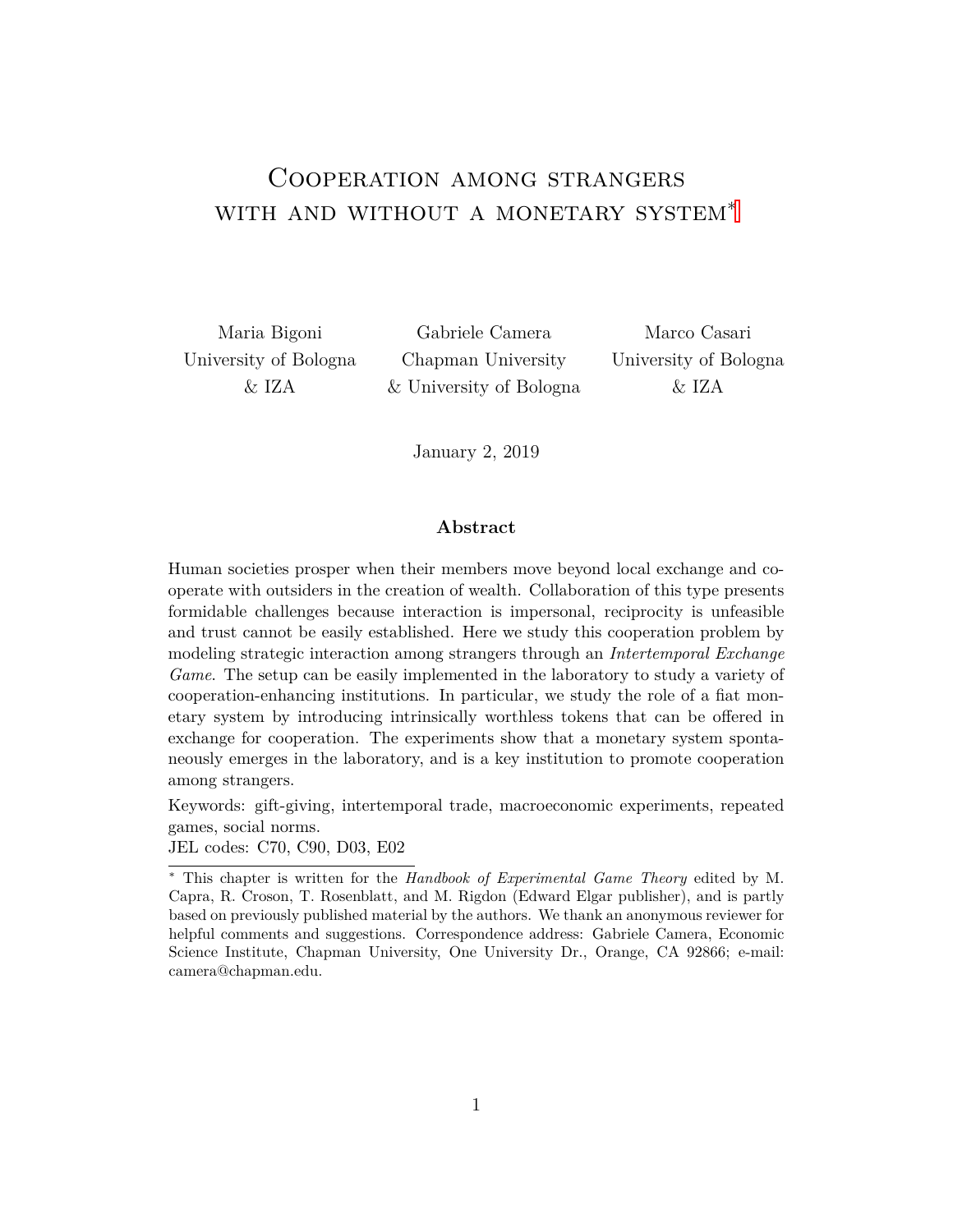# Cooperation among strangers with and without a monetary system[*]

Maria Bigoni
University of Bologna
& IZA

Gabriele Camera
Chapman University
& University of Bologna

Marco Casari
University of Bologna
& IZA

January 2, 2019

## Abstract

Human societies prosper when their members move beyond local exchange and cooperate with outsiders in the creation of wealth. Collaboration of this type presents formidable challenges because interaction is impersonal, reciprocity is unfeasible and trust cannot be easily established. Here we study this cooperation problem by modeling strategic interaction among strangers through an *Intertemporal Exchange Game*. The setup can be easily implemented in the laboratory to study a variety of cooperation-enhancing institutions. In particular, we study the role of a fiat monetary system by introducing intrinsically worthless tokens that can be offered in exchange for cooperation. The experiments show that a monetary system spontaneously emerges in the laboratory, and is a key institution to promote cooperation among strangers.

Keywords: gift-giving, intertemporal trade, macroeconomic experiments, repeated games, social norms.
JEL codes: C70, C90, D03, E02

---

[*] This chapter is written for the *Handbook of Experimental Game Theory* edited by M. Capra, R. Croson, T. Rosenblatt, and M. Rigdon (Edward Elgar publisher), and is partly based on previously published material by the authors. We thank an anonymous reviewer for helpful comments and suggestions. Correspondence address: Gabriele Camera, Economic Science Institute, Chapman University, One University Dr., Orange, CA 92866; e-mail: camera@chapman.edu.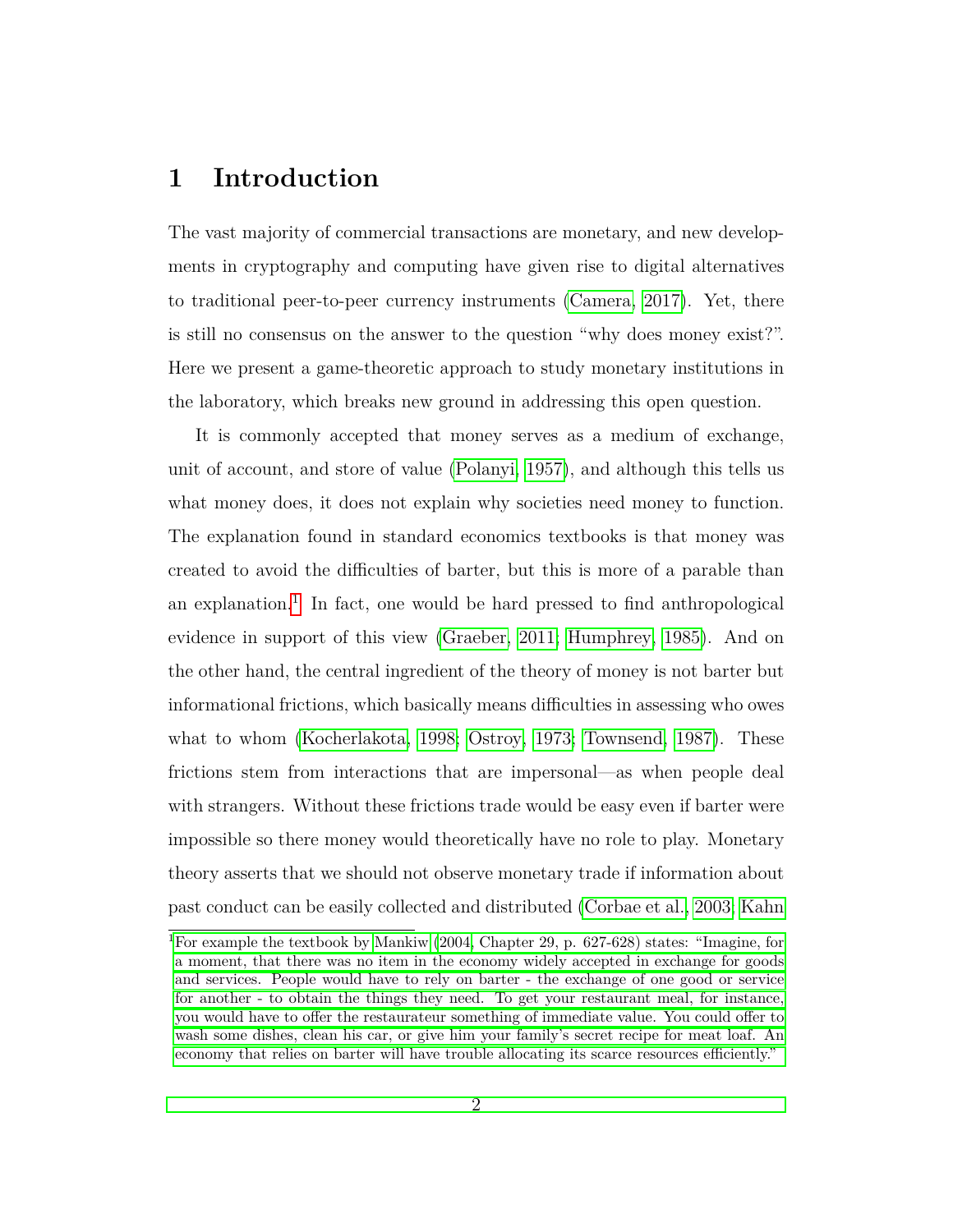# 1 Introduction

The vast majority of commercial transactions are monetary, and new developments in cryptography and computing have given rise to digital alternatives to traditional peer-to-peer currency instruments (Camera, 2017). Yet, there is still no consensus on the answer to the question "why does money exist?". Here we present a game-theoretic approach to study monetary institutions in the laboratory, which breaks new ground in addressing this open question.

It is commonly accepted that money serves as a medium of exchange, unit of account, and store of value (Polanyi, 1957), and although this tells us what money does, it does not explain why societies need money to function. The explanation found in standard economics textbooks is that money was created to avoid the difficulties of barter, but this is more of a parable than an explanation.[1] In fact, one would be hard pressed to find anthropological evidence in support of this view (Graeber, 2011; Humphrey, 1985). And on the other hand, the central ingredient of the theory of money is not barter but informational frictions, which basically means difficulties in assessing who owes what to whom (Kocherlakota, 1998; Ostroy, 1973; Townsend, 1987). These frictions stem from interactions that are impersonal—as when people deal with strangers. Without these frictions trade would be easy even if barter were impossible so there money would theoretically have no role to play. Monetary theory asserts that we should not observe monetary trade if information about past conduct can be easily collected and distributed (Corbae et al., 2003; Kahn

[1] For example the textbook by Mankiw (2004, Chapter 29, p. 627-628) states: "Imagine, for a moment, that there was no item in the economy widely accepted in exchange for goods and services. People would have to rely on barter - the exchange of one good or service for another - to obtain the things they need. To get your restaurant meal, for instance, you would have to offer the restaurateur something of immediate value. You could offer to wash some dishes, clean his car, or give him your family's secret recipe for meat loaf. An economy that relies on barter will have trouble allocating its scarce resources efficiently."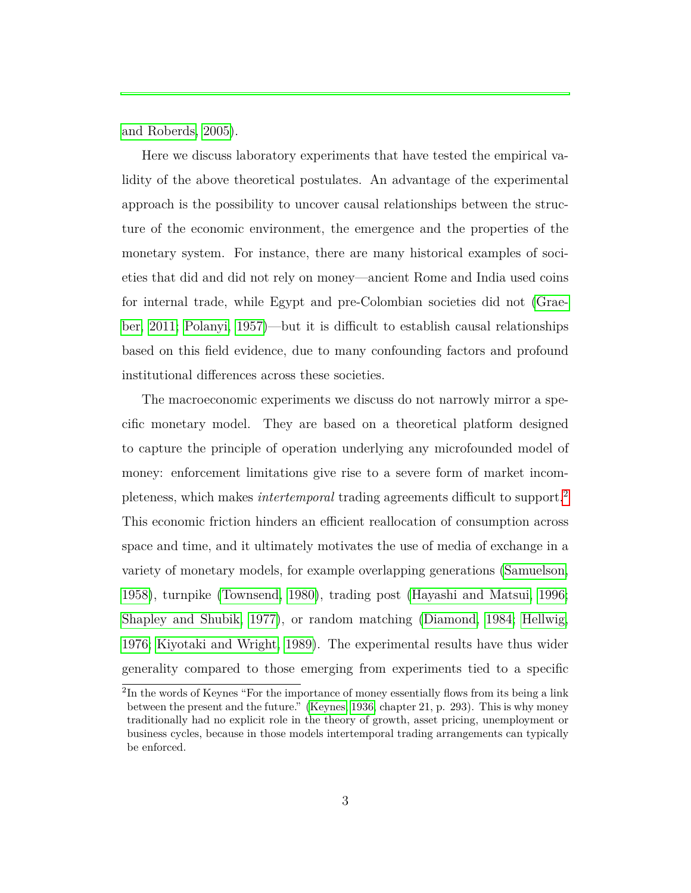and Roberds, 2005).

Here we discuss laboratory experiments that have tested the empirical validity of the above theoretical postulates. An advantage of the experimental approach is the possibility to uncover causal relationships between the structure of the economic environment, the emergence and the properties of the monetary system. For instance, there are many historical examples of societies that did and did not rely on money—ancient Rome and India used coins for internal trade, while Egypt and pre-Colombian societies did not (Graeber, 2011; Polanyi, 1957)—but it is difficult to establish causal relationships based on this field evidence, due to many confounding factors and profound institutional differences across these societies.

The macroeconomic experiments we discuss do not narrowly mirror a specific monetary model. They are based on a theoretical platform designed to capture the principle of operation underlying any microfounded model of money: enforcement limitations give rise to a severe form of market incompleteness, which makes *intertemporal* trading agreements difficult to support.[2] This economic friction hinders an efficient reallocation of consumption across space and time, and it ultimately motivates the use of media of exchange in a variety of monetary models, for example overlapping generations (Samuelson, 1958), turnpike (Townsend, 1980), trading post (Hayashi and Matsui, 1996; Shapley and Shubik, 1977), or random matching (Diamond, 1984; Hellwig, 1976; Kiyotaki and Wright, 1989). The experimental results have thus wider generality compared to those emerging from experiments tied to a specific

[2] In the words of Keynes "For the importance of money essentially flows from its being a link between the present and the future." (Keynes, 1936, chapter 21, p. 293). This is why money traditionally had no explicit role in the theory of growth, asset pricing, unemployment or business cycles, because in those models intertemporal trading arrangements can typically be enforced.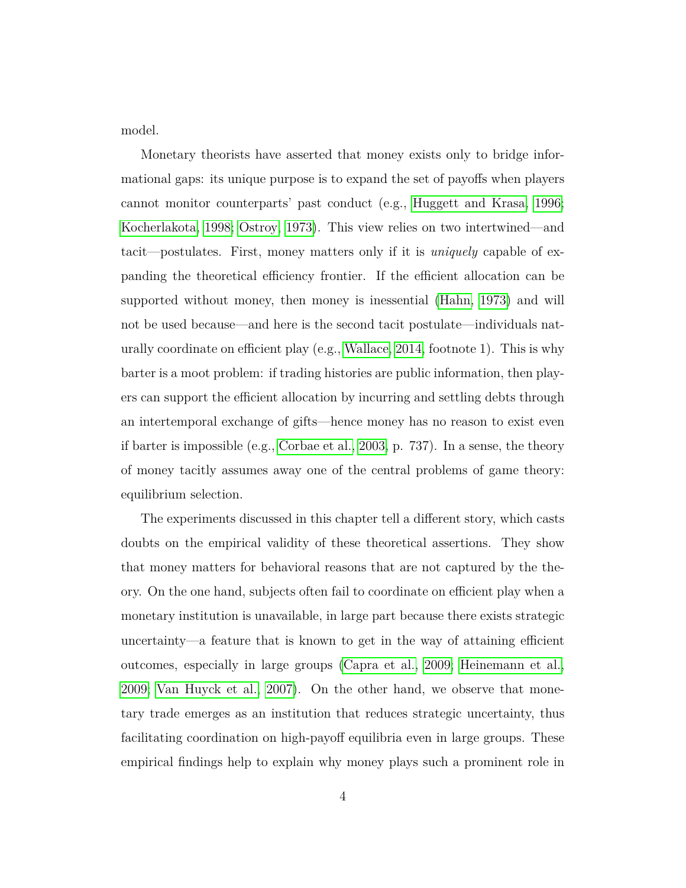model.

Monetary theorists have asserted that money exists only to bridge informational gaps: its unique purpose is to expand the set of payoffs when players cannot monitor counterparts' past conduct (e.g., Huggett and Krasa, 1996; Kocherlakota, 1998; Ostroy, 1973). This view relies on two intertwined—and tacit—postulates. First, money matters only if it is *uniquely* capable of expanding the theoretical efficiency frontier. If the efficient allocation can be supported without money, then money is inessential (Hahn, 1973) and will not be used because—and here is the second tacit postulate—individuals naturally coordinate on efficient play (e.g., Wallace, 2014, footnote 1). This is why barter is a moot problem: if trading histories are public information, then players can support the efficient allocation by incurring and settling debts through an intertemporal exchange of gifts—hence money has no reason to exist even if barter is impossible (e.g., Corbae et al., 2003, p. 737). In a sense, the theory of money tacitly assumes away one of the central problems of game theory: equilibrium selection.

The experiments discussed in this chapter tell a different story, which casts doubts on the empirical validity of these theoretical assertions. They show that money matters for behavioral reasons that are not captured by the theory. On the one hand, subjects often fail to coordinate on efficient play when a monetary institution is unavailable, in large part because there exists strategic uncertainty—a feature that is known to get in the way of attaining efficient outcomes, especially in large groups (Capra et al., 2009; Heinemann et al., 2009; Van Huyck et al., 2007). On the other hand, we observe that monetary trade emerges as an institution that reduces strategic uncertainty, thus facilitating coordination on high-payoff equilibria even in large groups. These empirical findings help to explain why money plays such a prominent role in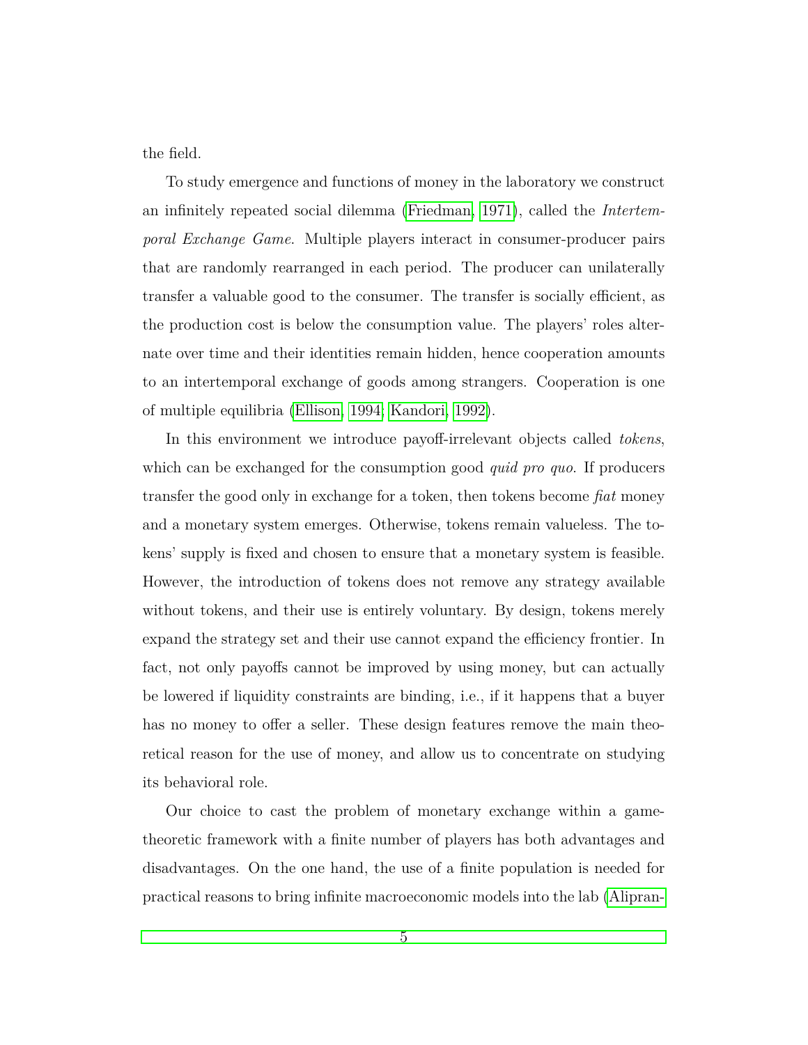the field.

To study emergence and functions of money in the laboratory we construct an infinitely repeated social dilemma (Friedman, 1971), called the *Intertemporal Exchange Game*. Multiple players interact in consumer-producer pairs that are randomly rearranged in each period. The producer can unilaterally transfer a valuable good to the consumer. The transfer is socially efficient, as the production cost is below the consumption value. The players' roles alternate over time and their identities remain hidden, hence cooperation amounts to an intertemporal exchange of goods among strangers. Cooperation is one of multiple equilibria (Ellison, 1994; Kandori, 1992).

In this environment we introduce payoff-irrelevant objects called *tokens*, which can be exchanged for the consumption good *quid pro quo*. If producers transfer the good only in exchange for a token, then tokens become *fiat* money and a monetary system emerges. Otherwise, tokens remain valueless. The tokens' supply is fixed and chosen to ensure that a monetary system is feasible. However, the introduction of tokens does not remove any strategy available without tokens, and their use is entirely voluntary. By design, tokens merely expand the strategy set and their use cannot expand the efficiency frontier. In fact, not only payoffs cannot be improved by using money, but can actually be lowered if liquidity constraints are binding, i.e., if it happens that a buyer has no money to offer a seller. These design features remove the main theoretical reason for the use of money, and allow us to concentrate on studying its behavioral role.

Our choice to cast the problem of monetary exchange within a game-theoretic framework with a finite number of players has both advantages and disadvantages. On the one hand, the use of a finite population is needed for practical reasons to bring infinite macroeconomic models into the lab (Alipran-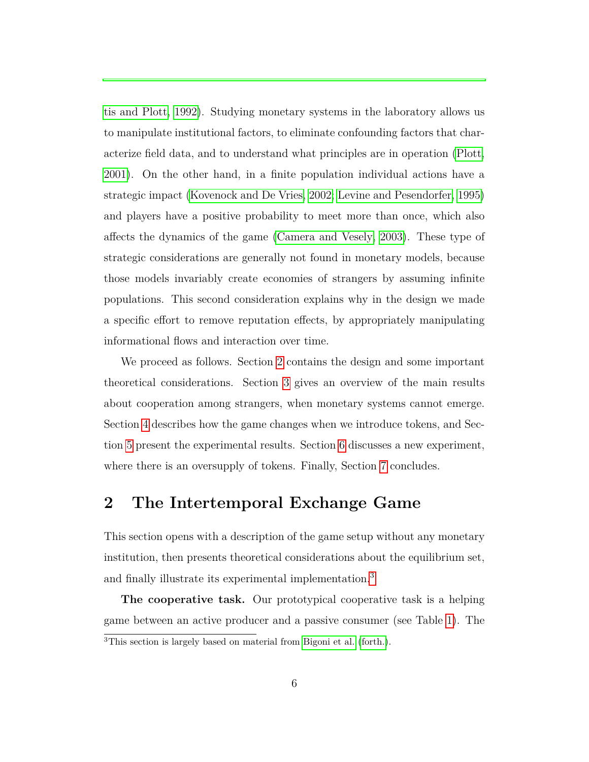tis and Plott, 1992). Studying monetary systems in the laboratory allows us to manipulate institutional factors, to eliminate confounding factors that characterize field data, and to understand what principles are in operation (Plott, 2001). On the other hand, in a finite population individual actions have a strategic impact (Kovenock and De Vries, 2002; Levine and Pesendorfer, 1995) and players have a positive probability to meet more than once, which also affects the dynamics of the game (Camera and Vesely, 2003). These type of strategic considerations are generally not found in monetary models, because those models invariably create economies of strangers by assuming infinite populations. This second consideration explains why in the design we made a specific effort to remove reputation effects, by appropriately manipulating informational flows and interaction over time.

We proceed as follows. Section 2 contains the design and some important theoretical considerations. Section 3 gives an overview of the main results about cooperation among strangers, when monetary systems cannot emerge. Section 4 describes how the game changes when we introduce tokens, and Section 5 present the experimental results. Section 6 discusses a new experiment, where there is an oversupply of tokens. Finally, Section 7 concludes.

## 2 The Intertemporal Exchange Game

This section opens with a description of the game setup without any monetary institution, then presents theoretical considerations about the equilibrium set, and finally illustrate its experimental implementation.[3]

**The cooperative task.** Our prototypical cooperative task is a helping game between an active producer and a passive consumer (see Table 1). The

[3] This section is largely based on material from Bigoni et al. (forth.).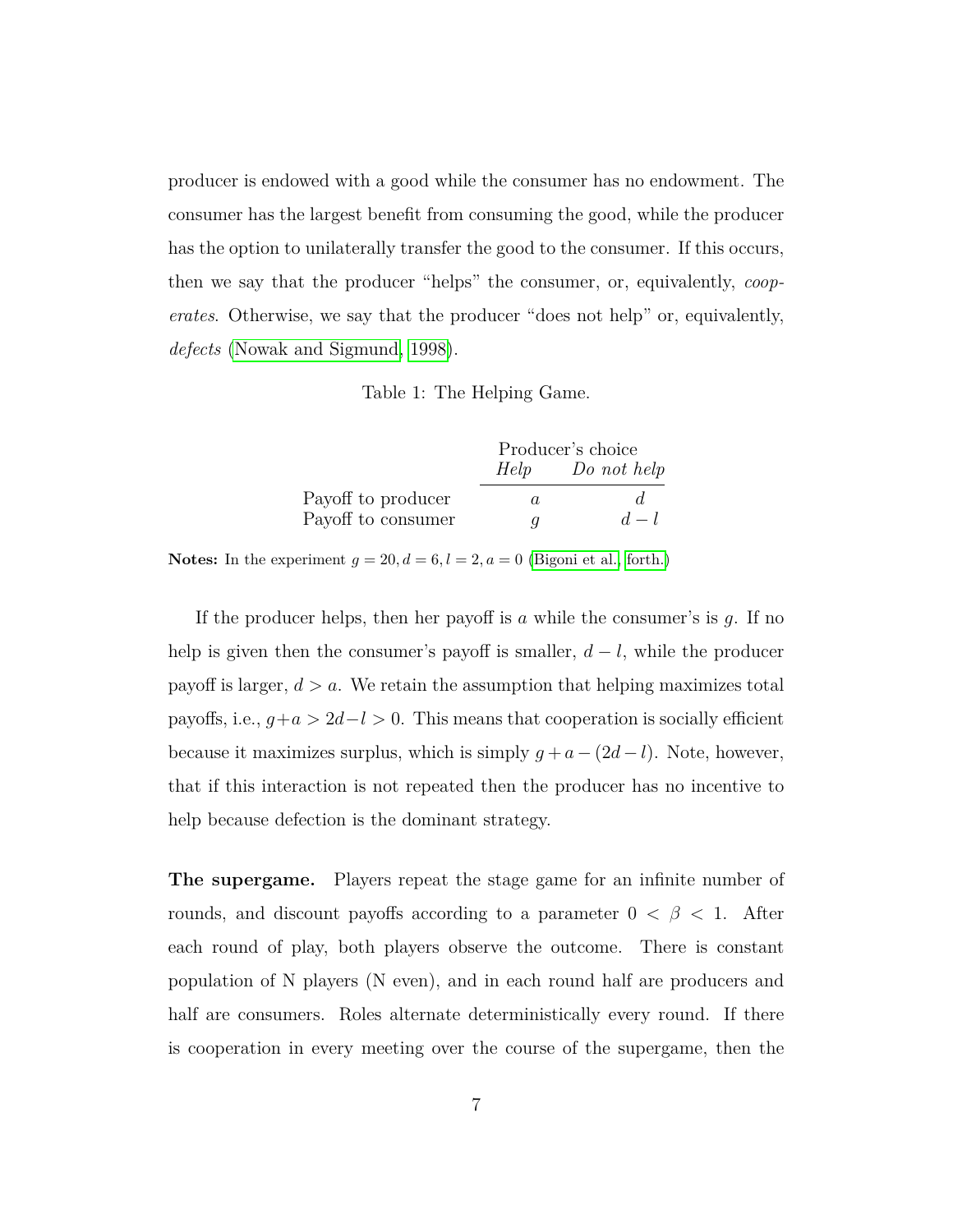producer is endowed with a good while the consumer has no endowment. The consumer has the largest benefit from consuming the good, while the producer has the option to unilaterally transfer the good to the consumer. If this occurs, then we say that the producer "helps" the consumer, or, equivalently, *cooperates*. Otherwise, we say that the producer "does not help" or, equivalently, *defects* (Nowak and Sigmund, 1998).

Table 1: The Helping Game.

| | Producer's choice | |
|---|---|---|
| | *Help* | *Do not help* |
| Payoff to producer | $a$ | $d$ |
| Payoff to consumer | $g$ | $d-l$ |

**Notes:** In the experiment $g = 20, d = 6, l = 2, a = 0$ (Bigoni et al., forth.)

If the producer helps, then her payoff is $a$ while the consumer's is $g$. If no help is given then the consumer's payoff is smaller, $d - l$, while the producer payoff is larger, $d > a$. We retain the assumption that helping maximizes total payoffs, i.e., $g+a > 2d-l > 0$. This means that cooperation is socially efficient because it maximizes surplus, which is simply $g + a - (2d - l)$. Note, however, that if this interaction is not repeated then the producer has no incentive to help because defection is the dominant strategy.

**The supergame.** Players repeat the stage game for an infinite number of rounds, and discount payoffs according to a parameter $0 < \beta < 1$. After each round of play, both players observe the outcome. There is constant population of N players (N even), and in each round half are producers and half are consumers. Roles alternate deterministically every round. If there is cooperation in every meeting over the course of the supergame, then the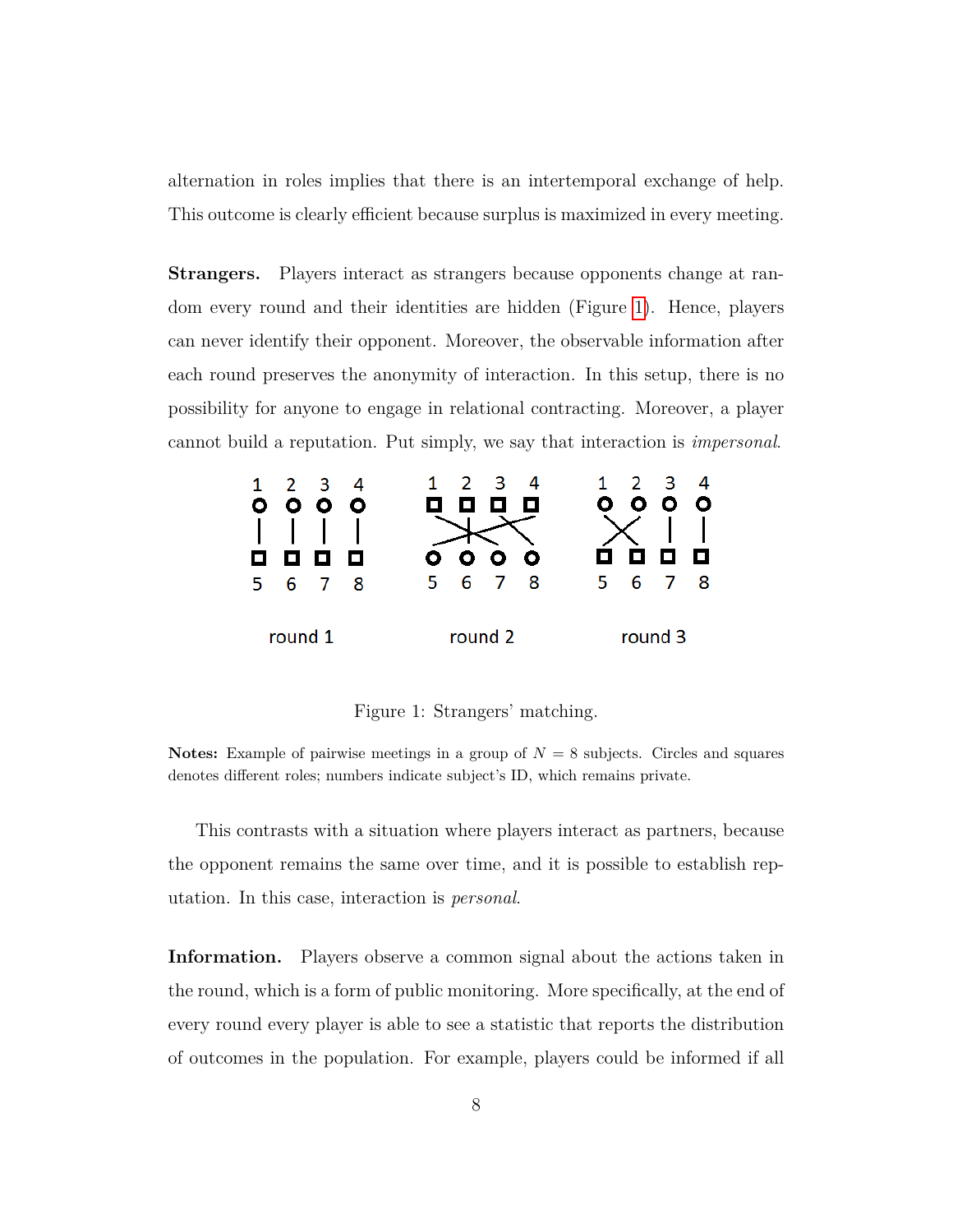alternation in roles implies that there is an intertemporal exchange of help. This outcome is clearly efficient because surplus is maximized in every meeting.

**Strangers.** Players interact as strangers because opponents change at random every round and their identities are hidden (Figure 1). Hence, players can never identify their opponent. Moreover, the observable information after each round preserves the anonymity of interaction. In this setup, there is no possibility for anyone to engage in relational contracting. Moreover, a player cannot build a reputation. Put simply, we say that interaction is *impersonal*.

Figure 1: Strangers' matching.

**Notes:** Example of pairwise meetings in a group of $N = 8$ subjects. Circles and squares denotes different roles; numbers indicate subject's ID, which remains private.

This contrasts with a situation where players interact as partners, because the opponent remains the same over time, and it is possible to establish reputation. In this case, interaction is *personal*.

**Information.** Players observe a common signal about the actions taken in the round, which is a form of public monitoring. More specifically, at the end of every round every player is able to see a statistic that reports the distribution of outcomes in the population. For example, players could be informed if all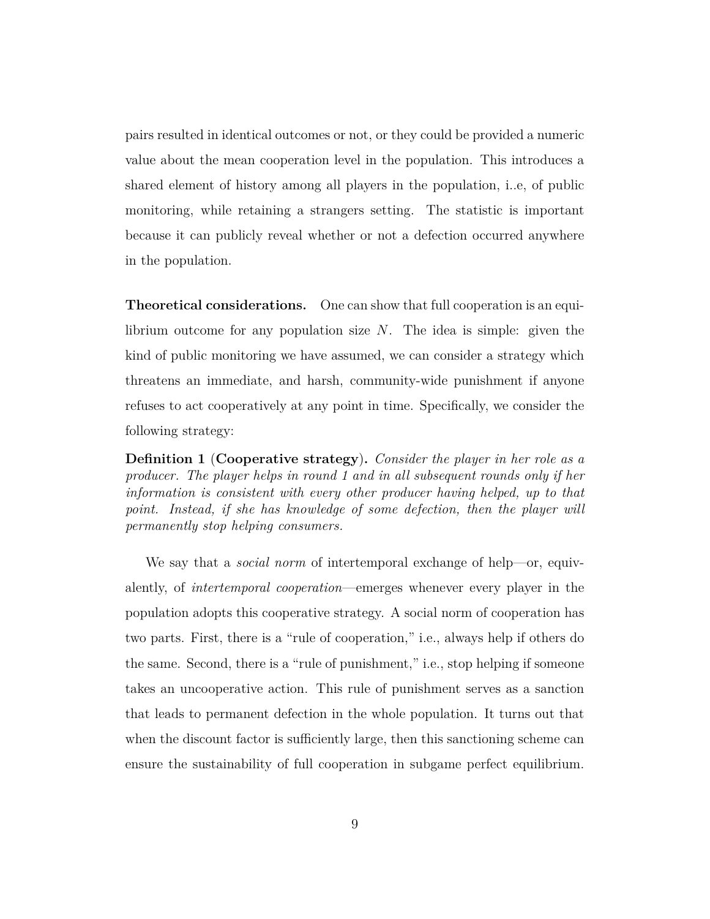pairs resulted in identical outcomes or not, or they could be provided a numeric value about the mean cooperation level in the population. This introduces a shared element of history among all players in the population, i..e, of public monitoring, while retaining a strangers setting. The statistic is important because it can publicly reveal whether or not a defection occurred anywhere in the population.

**Theoretical considerations.** One can show that full cooperation is an equilibrium outcome for any population size $N$. The idea is simple: given the kind of public monitoring we have assumed, we can consider a strategy which threatens an immediate, and harsh, community-wide punishment if anyone refuses to act cooperatively at any point in time. Specifically, we consider the following strategy:

**Definition 1 (Cooperative strategy).** *Consider the player in her role as a producer. The player helps in round 1 and in all subsequent rounds only if her information is consistent with every other producer having helped, up to that point. Instead, if she has knowledge of some defection, then the player will permanently stop helping consumers.*

We say that a *social norm* of intertemporal exchange of help—or, equivalently, of *intertemporal cooperation*—emerges whenever every player in the population adopts this cooperative strategy. A social norm of cooperation has two parts. First, there is a "rule of cooperation," i.e., always help if others do the same. Second, there is a "rule of punishment," i.e., stop helping if someone takes an uncooperative action. This rule of punishment serves as a sanction that leads to permanent defection in the whole population. It turns out that when the discount factor is sufficiently large, then this sanctioning scheme can ensure the sustainability of full cooperation in subgame perfect equilibrium.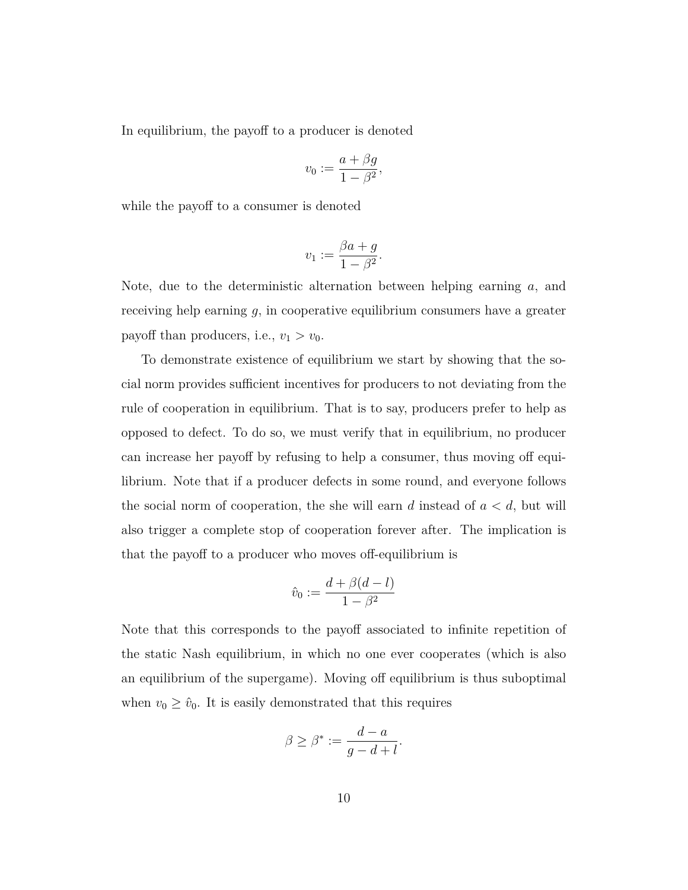In equilibrium, the payoff to a producer is denoted

$$v_0 := \frac{a + \beta g}{1 - \beta^2},$$

while the payoff to a consumer is denoted

$$v_1 := \frac{\beta a + g}{1 - \beta^2}.$$

Note, due to the deterministic alternation between helping earning $a$, and receiving help earning $g$, in cooperative equilibrium consumers have a greater payoff than producers, i.e., $v_1 > v_0$.

To demonstrate existence of equilibrium we start by showing that the social norm provides sufficient incentives for producers to not deviating from the rule of cooperation in equilibrium. That is to say, producers prefer to help as opposed to defect. To do so, we must verify that in equilibrium, no producer can increase her payoff by refusing to help a consumer, thus moving off equilibrium. Note that if a producer defects in some round, and everyone follows the social norm of cooperation, the she will earn $d$ instead of $a < d$, but will also trigger a complete stop of cooperation forever after. The implication is that the payoff to a producer who moves off-equilibrium is

$$\hat{v}_0 := \frac{d + \beta(d - l)}{1 - \beta^2}$$

Note that this corresponds to the payoff associated to infinite repetition of the static Nash equilibrium, in which no one ever cooperates (which is also an equilibrium of the supergame). Moving off equilibrium is thus suboptimal when $v_0 \geq \hat{v}_0$. It is easily demonstrated that this requires

$$\beta \geq \beta^* := \frac{d - a}{g - d + l}.$$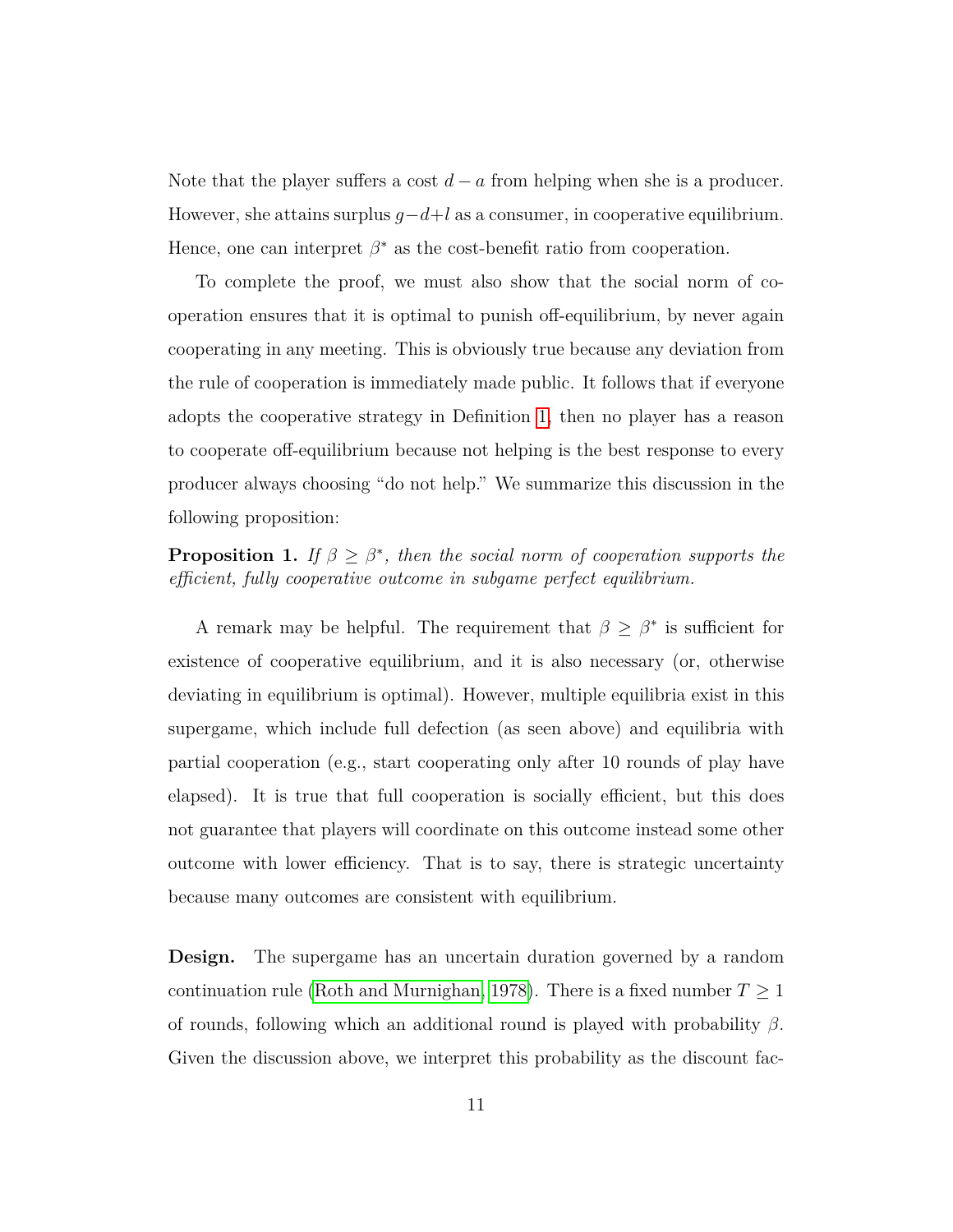Note that the player suffers a cost $d - a$ from helping when she is a producer. However, she attains surplus $g - d + l$ as a consumer, in cooperative equilibrium. Hence, one can interpret $\beta^*$ as the cost-benefit ratio from cooperation.

To complete the proof, we must also show that the social norm of cooperation ensures that it is optimal to punish off-equilibrium, by never again cooperating in any meeting. This is obviously true because any deviation from the rule of cooperation is immediately made public. It follows that if everyone adopts the cooperative strategy in Definition 1, then no player has a reason to cooperate off-equilibrium because not helping is the best response to every producer always choosing "do not help." We summarize this discussion in the following proposition:

**Proposition 1.** *If $\beta \geq \beta^*$, then the social norm of cooperation supports the efficient, fully cooperative outcome in subgame perfect equilibrium.*

A remark may be helpful. The requirement that $\beta \geq \beta^*$ is sufficient for existence of cooperative equilibrium, and it is also necessary (or, otherwise deviating in equilibrium is optimal). However, multiple equilibria exist in this supergame, which include full defection (as seen above) and equilibria with partial cooperation (e.g., start cooperating only after 10 rounds of play have elapsed). It is true that full cooperation is socially efficient, but this does not guarantee that players will coordinate on this outcome instead some other outcome with lower efficiency. That is to say, there is strategic uncertainty because many outcomes are consistent with equilibrium.

**Design.** The supergame has an uncertain duration governed by a random continuation rule (Roth and Murnighan, 1978). There is a fixed number $T \geq 1$ of rounds, following which an additional round is played with probability $\beta$. Given the discussion above, we interpret this probability as the discount fac-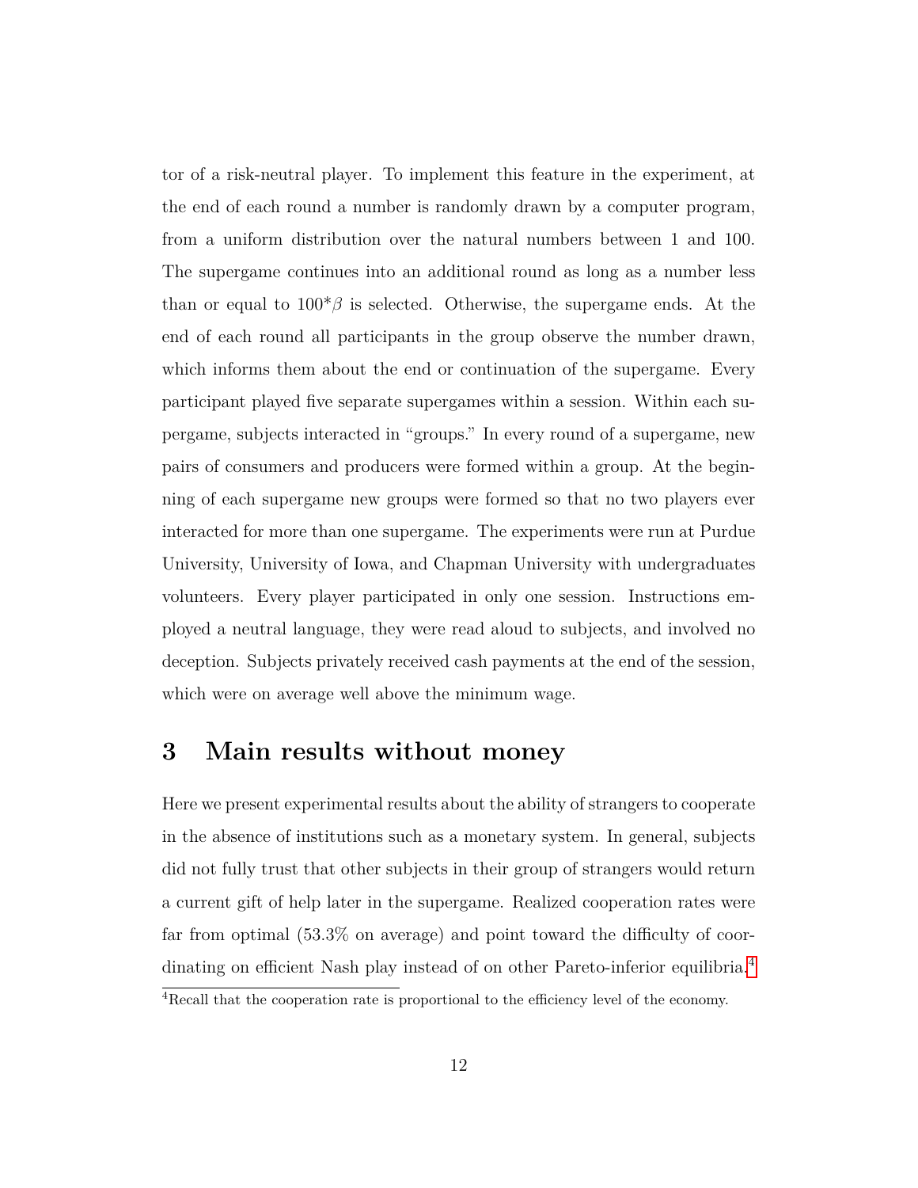tor of a risk-neutral player. To implement this feature in the experiment, at the end of each round a number is randomly drawn by a computer program, from a uniform distribution over the natural numbers between 1 and 100. The supergame continues into an additional round as long as a number less than or equal to $100^*\beta$ is selected. Otherwise, the supergame ends. At the end of each round all participants in the group observe the number drawn, which informs them about the end or continuation of the supergame. Every participant played five separate supergames within a session. Within each supergame, subjects interacted in "groups." In every round of a supergame, new pairs of consumers and producers were formed within a group. At the beginning of each supergame new groups were formed so that no two players ever interacted for more than one supergame. The experiments were run at Purdue University, University of Iowa, and Chapman University with undergraduates volunteers. Every player participated in only one session. Instructions employed a neutral language, they were read aloud to subjects, and involved no deception. Subjects privately received cash payments at the end of the session, which were on average well above the minimum wage.

# 3 Main results without money

Here we present experimental results about the ability of strangers to cooperate in the absence of institutions such as a monetary system. In general, subjects did not fully trust that other subjects in their group of strangers would return a current gift of help later in the supergame. Realized cooperation rates were far from optimal (53.3% on average) and point toward the difficulty of coordinating on efficient Nash play instead of on other Pareto-inferior equilibria.[4]

[4] Recall that the cooperation rate is proportional to the efficiency level of the economy.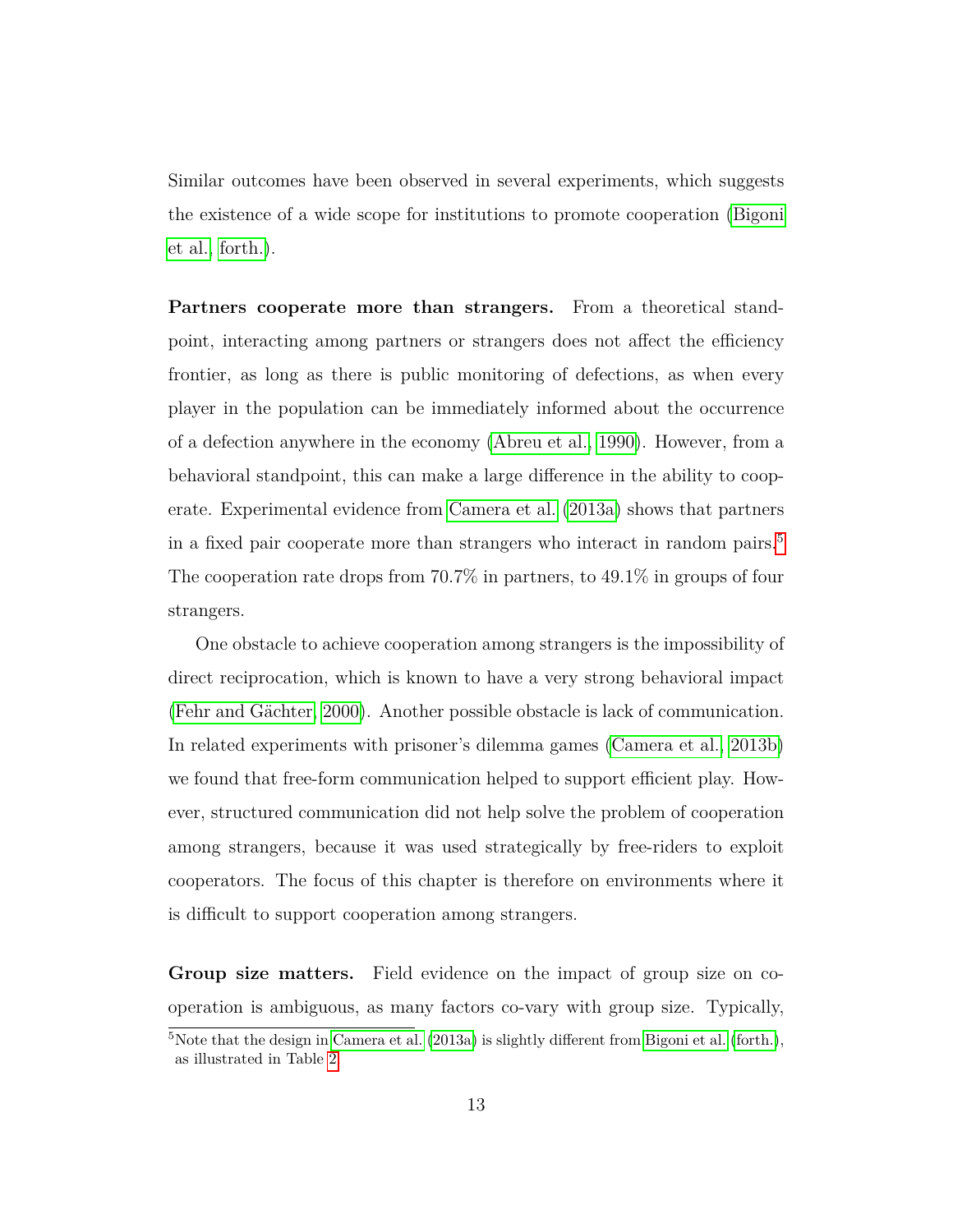Similar outcomes have been observed in several experiments, which suggests the existence of a wide scope for institutions to promote cooperation (Bigoni et al., forth.).

**Partners cooperate more than strangers.** From a theoretical standpoint, interacting among partners or strangers does not affect the efficiency frontier, as long as there is public monitoring of defections, as when every player in the population can be immediately informed about the occurrence of a defection anywhere in the economy (Abreu et al., 1990). However, from a behavioral standpoint, this can make a large difference in the ability to cooperate. Experimental evidence from Camera et al. (2013a) shows that partners in a fixed pair cooperate more than strangers who interact in random pairs.[5] The cooperation rate drops from 70.7% in partners, to 49.1% in groups of four strangers.

One obstacle to achieve cooperation among strangers is the impossibility of direct reciprocation, which is known to have a very strong behavioral impact (Fehr and Gächter, 2000). Another possible obstacle is lack of communication. In related experiments with prisoner's dilemma games (Camera et al., 2013b) we found that free-form communication helped to support efficient play. However, structured communication did not help solve the problem of cooperation among strangers, because it was used strategically by free-riders to exploit cooperators. The focus of this chapter is therefore on environments where it is difficult to support cooperation among strangers.

**Group size matters.** Field evidence on the impact of group size on cooperation is ambiguous, as many factors co-vary with group size. Typically,

[5] Note that the design in Camera et al. (2013a) is slightly different from Bigoni et al. (forth.), as illustrated in Table 2.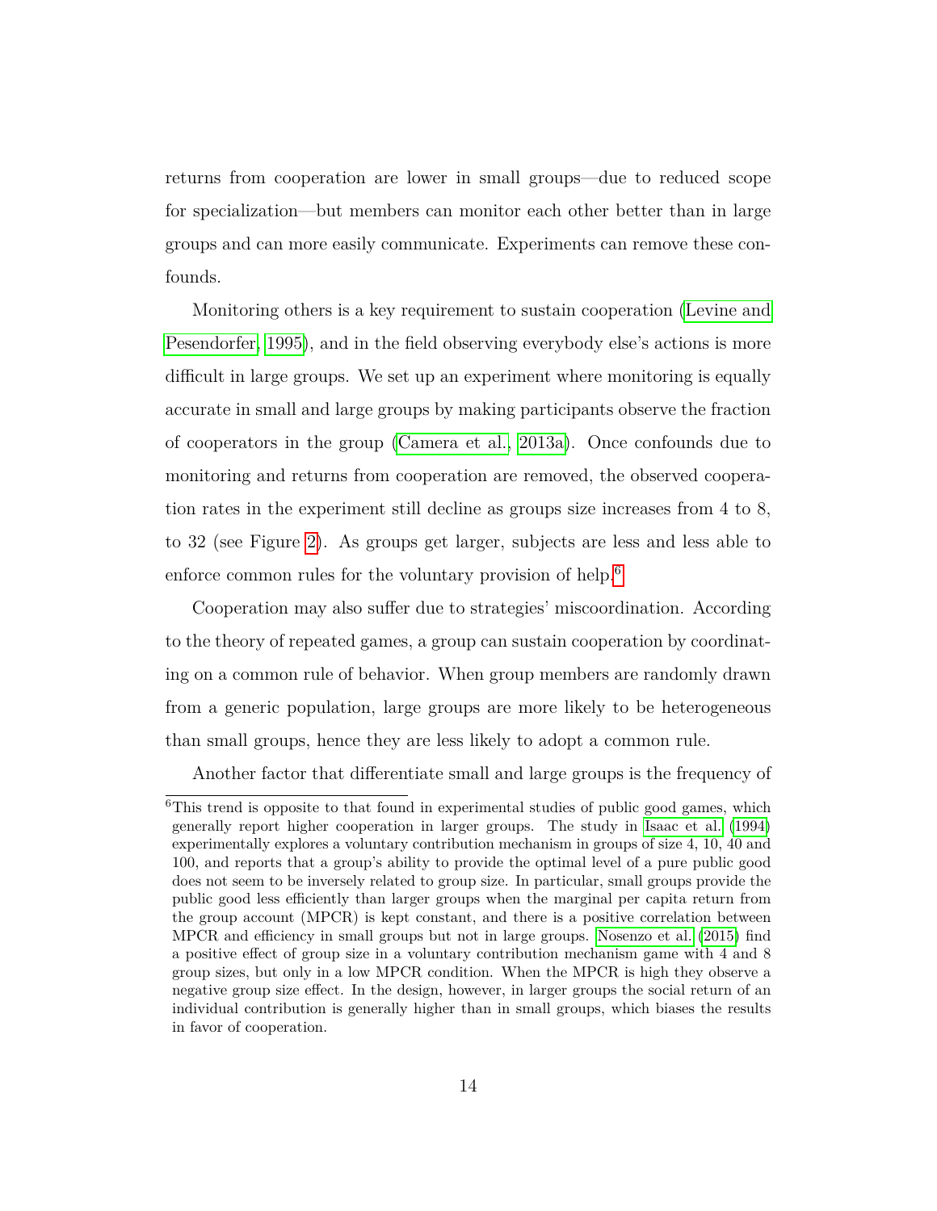returns from cooperation are lower in small groups—due to reduced scope for specialization—but members can monitor each other better than in large groups and can more easily communicate. Experiments can remove these confounds.

Monitoring others is a key requirement to sustain cooperation (Levine and Pesendorfer, 1995), and in the field observing everybody else's actions is more difficult in large groups. We set up an experiment where monitoring is equally accurate in small and large groups by making participants observe the fraction of cooperators in the group (Camera et al., 2013a). Once confounds due to monitoring and returns from cooperation are removed, the observed cooperation rates in the experiment still decline as groups size increases from 4 to 8, to 32 (see Figure 2). As groups get larger, subjects are less and less able to enforce common rules for the voluntary provision of help.[6]

Cooperation may also suffer due to strategies' miscoordination. According to the theory of repeated games, a group can sustain cooperation by coordinating on a common rule of behavior. When group members are randomly drawn from a generic population, large groups are more likely to be heterogeneous than small groups, hence they are less likely to adopt a common rule.

Another factor that differentiate small and large groups is the frequency of

[6] This trend is opposite to that found in experimental studies of public good games, which generally report higher cooperation in larger groups. The study in Isaac et al. (1994) experimentally explores a voluntary contribution mechanism in groups of size 4, 10, 40 and 100, and reports that a group's ability to provide the optimal level of a pure public good does not seem to be inversely related to group size. In particular, small groups provide the public good less efficiently than larger groups when the marginal per capita return from the group account (MPCR) is kept constant, and there is a positive correlation between MPCR and efficiency in small groups but not in large groups. Nosenzo et al. (2015) find a positive effect of group size in a voluntary contribution mechanism game with 4 and 8 group sizes, but only in a low MPCR condition. When the MPCR is high they observe a negative group size effect. In the design, however, in larger groups the social return of an individual contribution is generally higher than in small groups, which biases the results in favor of cooperation.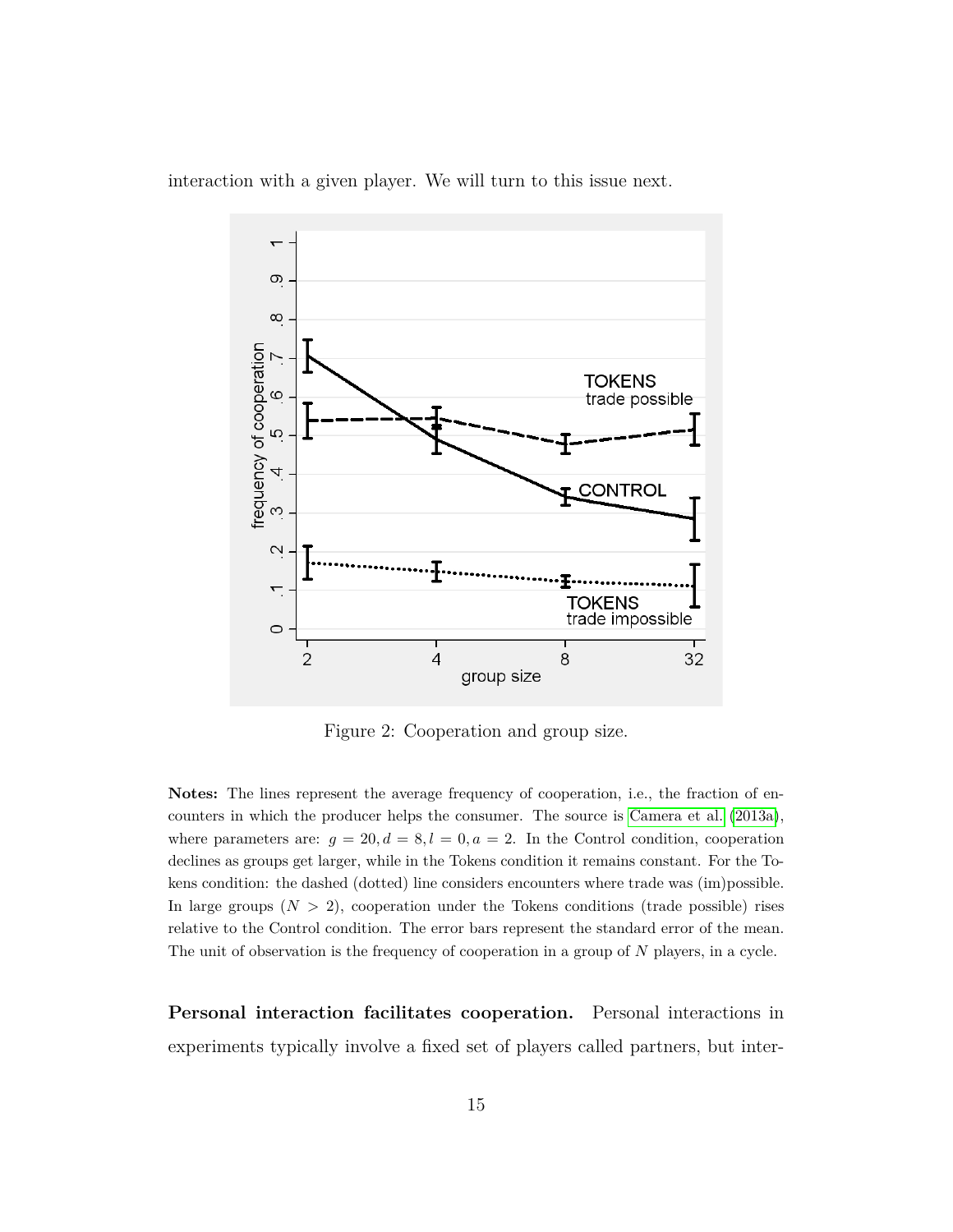interaction with a given player. We will turn to this issue next.

Figure 2: Cooperation and group size.

**Notes:** The lines represent the average frequency of cooperation, i.e., the fraction of encounters in which the producer helps the consumer. The source is Camera et al. (2013a), where parameters are: $g = 20, d = 8, l = 0, a = 2$. In the Control condition, cooperation declines as groups get larger, while in the Tokens condition it remains constant. For the Tokens condition: the dashed (dotted) line considers encounters where trade was (im)possible. In large groups ($N > 2$), cooperation under the Tokens conditions (trade possible) rises relative to the Control condition. The error bars represent the standard error of the mean. The unit of observation is the frequency of cooperation in a group of $N$ players, in a cycle.

**Personal interaction facilitates cooperation.** Personal interactions in experiments typically involve a fixed set of players called partners, but inter-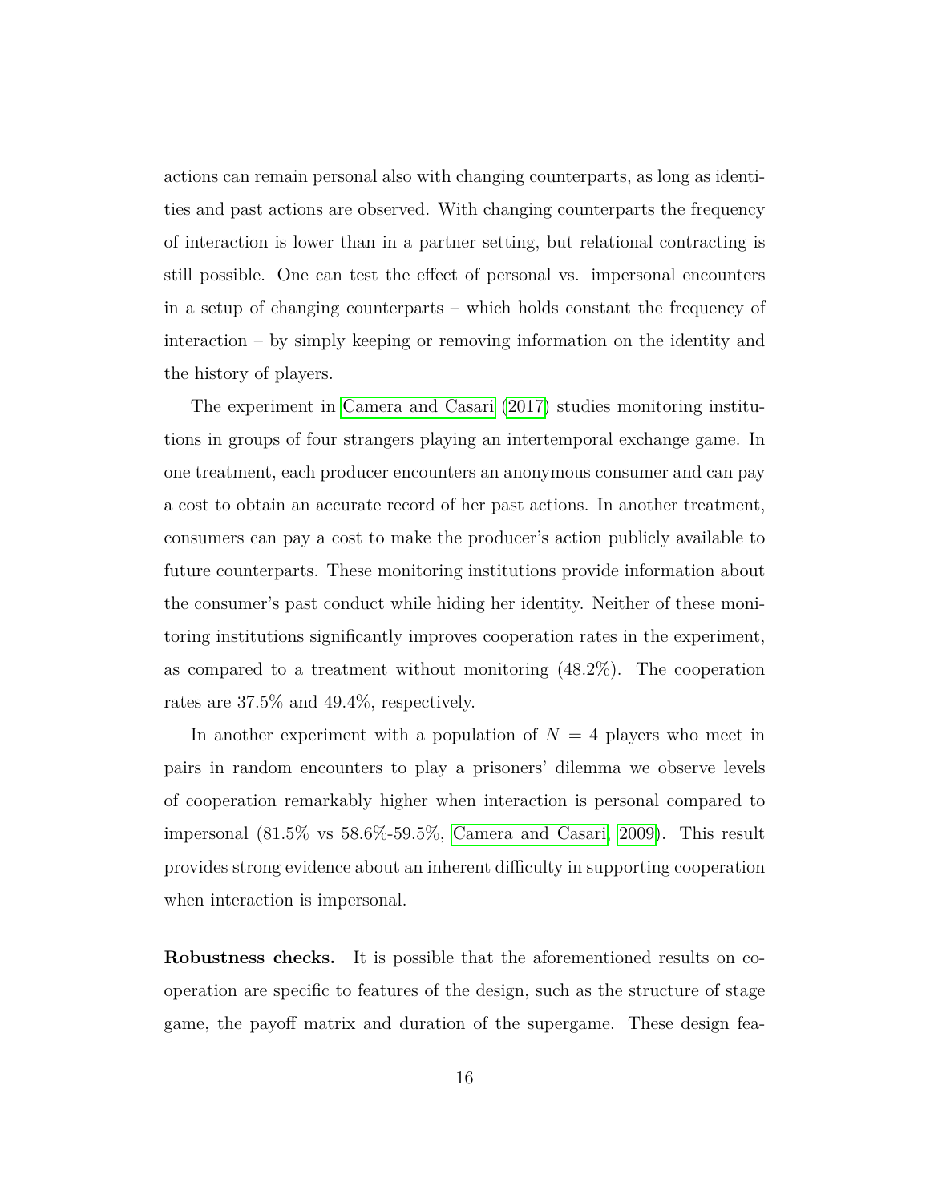actions can remain personal also with changing counterparts, as long as identities and past actions are observed. With changing counterparts the frequency of interaction is lower than in a partner setting, but relational contracting is still possible. One can test the effect of personal vs. impersonal encounters in a setup of changing counterparts – which holds constant the frequency of interaction – by simply keeping or removing information on the identity and the history of players.

The experiment in Camera and Casari (2017) studies monitoring institutions in groups of four strangers playing an intertemporal exchange game. In one treatment, each producer encounters an anonymous consumer and can pay a cost to obtain an accurate record of her past actions. In another treatment, consumers can pay a cost to make the producer's action publicly available to future counterparts. These monitoring institutions provide information about the consumer's past conduct while hiding her identity. Neither of these monitoring institutions significantly improves cooperation rates in the experiment, as compared to a treatment without monitoring (48.2%). The cooperation rates are 37.5% and 49.4%, respectively.

In another experiment with a population of $N = 4$ players who meet in pairs in random encounters to play a prisoners' dilemma we observe levels of cooperation remarkably higher when interaction is personal compared to impersonal (81.5% vs 58.6%-59.5%, Camera and Casari, 2009). This result provides strong evidence about an inherent difficulty in supporting cooperation when interaction is impersonal.

**Robustness checks.** It is possible that the aforementioned results on cooperation are specific to features of the design, such as the structure of stage game, the payoff matrix and duration of the supergame. These design fea-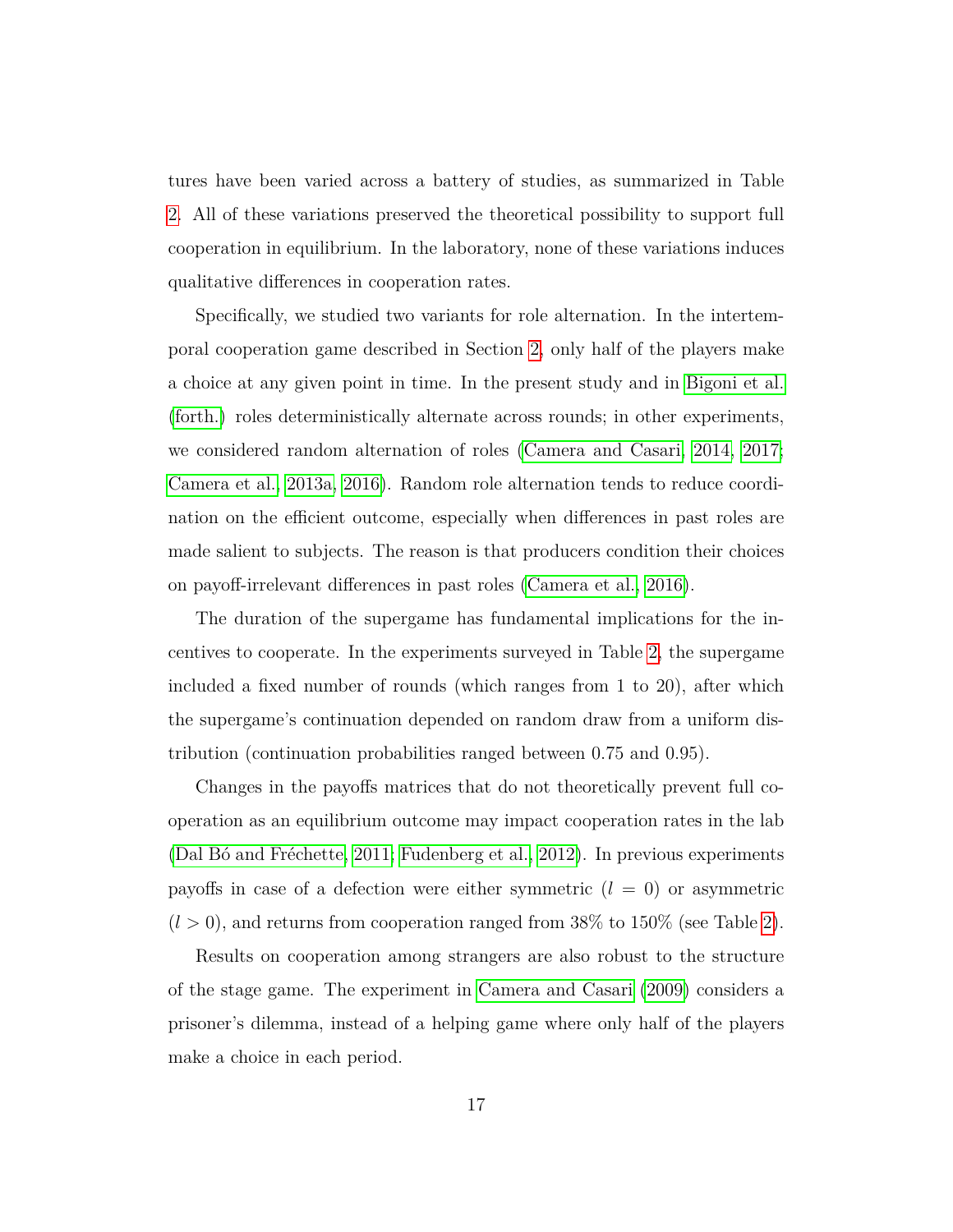tures have been varied across a battery of studies, as summarized in Table 2. All of these variations preserved the theoretical possibility to support full cooperation in equilibrium. In the laboratory, none of these variations induces qualitative differences in cooperation rates.

Specifically, we studied two variants for role alternation. In the intertemporal cooperation game described in Section 2, only half of the players make a choice at any given point in time. In the present study and in Bigoni et al. (forth.) roles deterministically alternate across rounds; in other experiments, we considered random alternation of roles (Camera and Casari, 2014, 2017; Camera et al., 2013a, 2016). Random role alternation tends to reduce coordination on the efficient outcome, especially when differences in past roles are made salient to subjects. The reason is that producers condition their choices on payoff-irrelevant differences in past roles (Camera et al., 2016).

The duration of the supergame has fundamental implications for the incentives to cooperate. In the experiments surveyed in Table 2, the supergame included a fixed number of rounds (which ranges from 1 to 20), after which the supergame's continuation depended on random draw from a uniform distribution (continuation probabilities ranged between 0.75 and 0.95).

Changes in the payoffs matrices that do not theoretically prevent full cooperation as an equilibrium outcome may impact cooperation rates in the lab (Dal Bó and Fréchette, 2011; Fudenberg et al., 2012). In previous experiments payoffs in case of a defection were either symmetric ($l = 0$) or asymmetric ($l > 0$), and returns from cooperation ranged from 38% to 150% (see Table 2).

Results on cooperation among strangers are also robust to the structure of the stage game. The experiment in Camera and Casari (2009) considers a prisoner's dilemma, instead of a helping game where only half of the players make a choice in each period.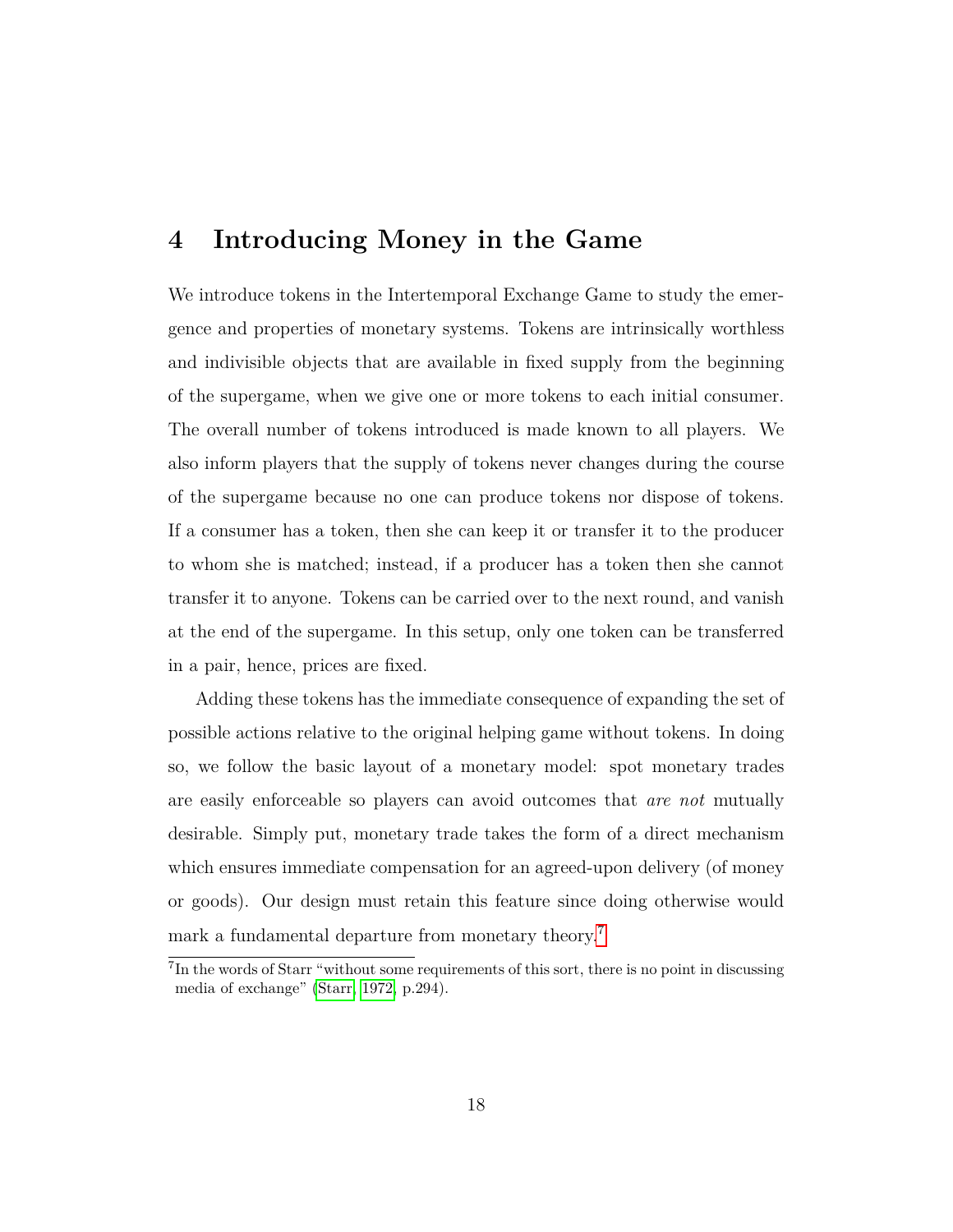## 4 Introducing Money in the Game

We introduce tokens in the Intertemporal Exchange Game to study the emergence and properties of monetary systems. Tokens are intrinsically worthless and indivisible objects that are available in fixed supply from the beginning of the supergame, when we give one or more tokens to each initial consumer. The overall number of tokens introduced is made known to all players. We also inform players that the supply of tokens never changes during the course of the supergame because no one can produce tokens nor dispose of tokens. If a consumer has a token, then she can keep it or transfer it to the producer to whom she is matched; instead, if a producer has a token then she cannot transfer it to anyone. Tokens can be carried over to the next round, and vanish at the end of the supergame. In this setup, only one token can be transferred in a pair, hence, prices are fixed.

Adding these tokens has the immediate consequence of expanding the set of possible actions relative to the original helping game without tokens. In doing so, we follow the basic layout of a monetary model: spot monetary trades are easily enforceable so players can avoid outcomes that *are not* mutually desirable. Simply put, monetary trade takes the form of a direct mechanism which ensures immediate compensation for an agreed-upon delivery (of money or goods). Our design must retain this feature since doing otherwise would mark a fundamental departure from monetary theory.[7]

[7] In the words of Starr "without some requirements of this sort, there is no point in discussing media of exchange" (Starr, 1972, p.294).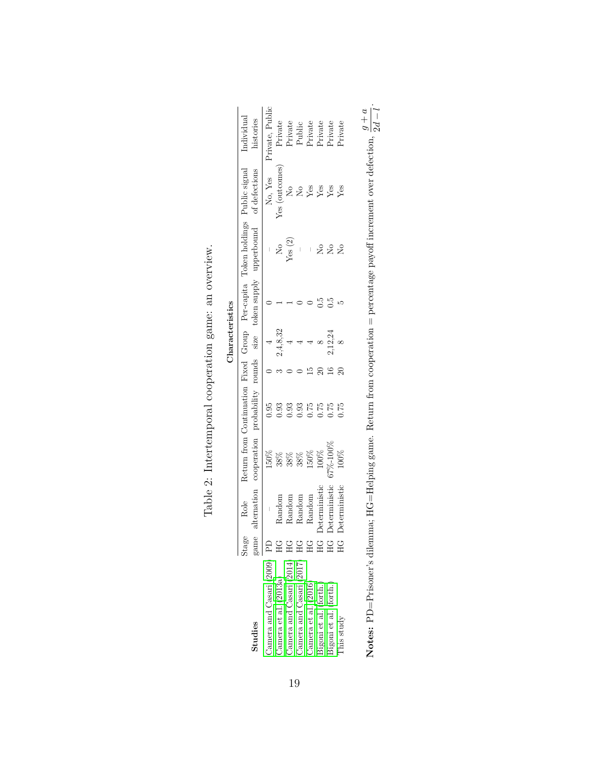Table 2: Intertemporal cooperation game: an overview.

| Studies | Stage game | Role alternation | Return from cooperation | Continuation probability | Fixed rounds | Group size | Per-capita token supply | Token holdings upperbound | Public signal of defections | Individual histories |
|---|---|---|---|---|---|---|---|---|---|---|
| | **Characteristics** | | | | | | | | | |
| Camera and Casari (2009) | PD | – | 150% | 0.95 | 0 | 4 | 0 | – | No, Yes | Private, Public |
| Camera et al. (2013a) | HG | Random | 38% | 0.93 | 3 | 2,4,8,32 | 1 | No | Yes (outcomes) | Private |
| Camera and Casari (2014) | HG | Random | 38% | 0.93 | 0 | 4 | 1 | Yes (2) | No | Private |
| Camera and Casari (2017) | HG | Random | 38% | 0.93 | 0 | 4 | 0 | – | No | Public |
| Camera et al. (2016) | HG | Random | 150% | 0.75 | 15 | 4 | 0 | – | Yes | Private |
| Bigoni et al. (forth.) | HG | Deterministic | 100% | 0.75 | 20 | 8 | 0.5 | No | Yes | Private |
| Bigoni et al. (forth.) | HG | Deterministic | 67%-100% | 0.75 | 16 | 2,12,24 | 0.5 | No | Yes | Private |
| This study | HG | Deterministic | 100% | 0.75 | 20 | 8 | 5 | No | Yes | Private |

**Notes:** PD=Prisoner's dilemma; HG=Helping game. Return from cooperation = percentage payoff increment over defection, $\frac{g+a}{2d-l}$.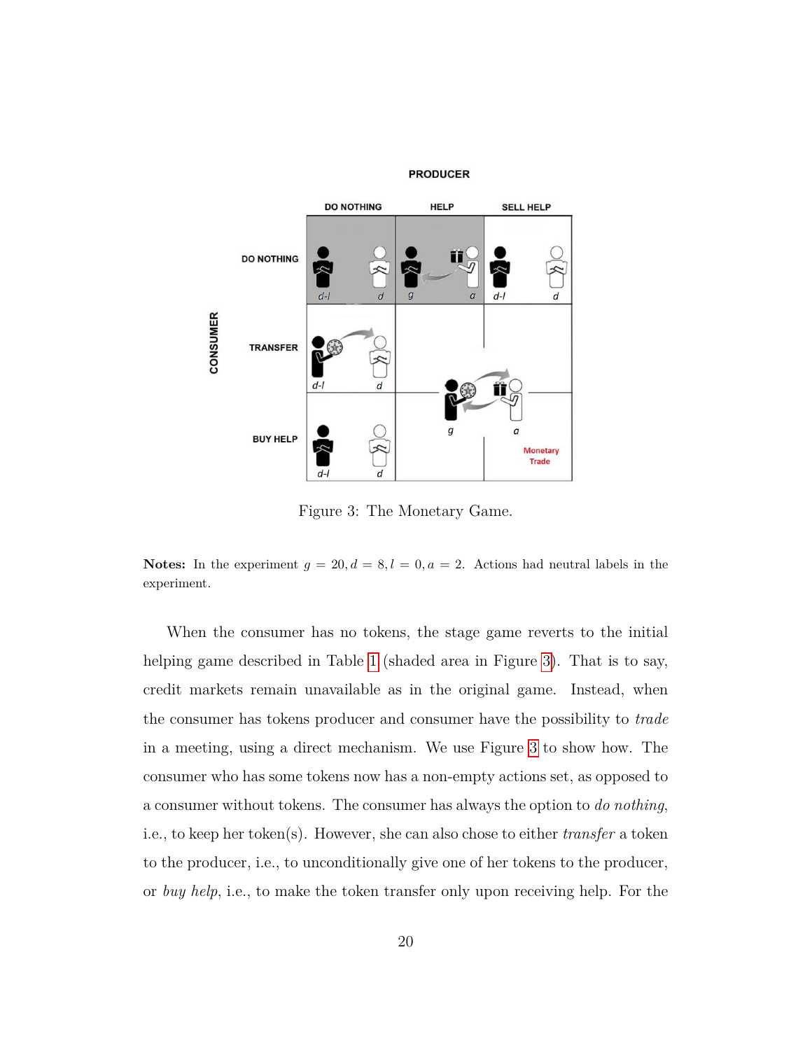Figure 3: The Monetary Game.

**Notes:** In the experiment $g = 20, d = 8, l = 0, a = 2$. Actions had neutral labels in the experiment.

When the consumer has no tokens, the stage game reverts to the initial helping game described in Table 1 (shaded area in Figure 3). That is to say, credit markets remain unavailable as in the original game. Instead, when the consumer has tokens producer and consumer have the possibility to *trade* in a meeting, using a direct mechanism. We use Figure 3 to show how. The consumer who has some tokens now has a non-empty actions set, as opposed to a consumer without tokens. The consumer has always the option to *do nothing*, i.e., to keep her token(s). However, she can also chose to either *transfer* a token to the producer, i.e., to unconditionally give one of her tokens to the producer, or *buy help*, i.e., to make the token transfer only upon receiving help. For the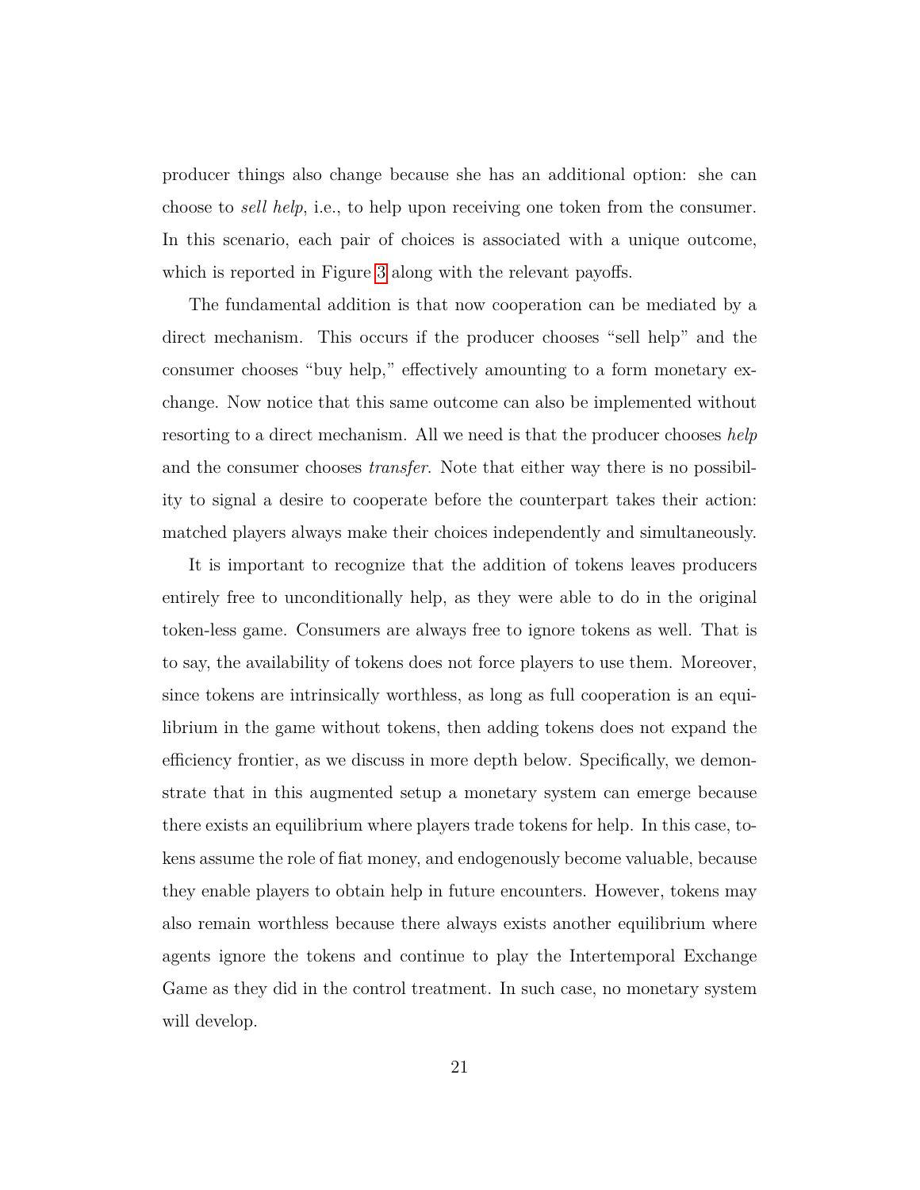producer things also change because she has an additional option: she can choose to *sell help*, i.e., to help upon receiving one token from the consumer. In this scenario, each pair of choices is associated with a unique outcome, which is reported in Figure 3 along with the relevant payoffs.

The fundamental addition is that now cooperation can be mediated by a direct mechanism. This occurs if the producer chooses "sell help" and the consumer chooses "buy help," effectively amounting to a form monetary exchange. Now notice that this same outcome can also be implemented without resorting to a direct mechanism. All we need is that the producer chooses *help* and the consumer chooses *transfer*. Note that either way there is no possibility to signal a desire to cooperate before the counterpart takes their action: matched players always make their choices independently and simultaneously.

It is important to recognize that the addition of tokens leaves producers entirely free to unconditionally help, as they were able to do in the original token-less game. Consumers are always free to ignore tokens as well. That is to say, the availability of tokens does not force players to use them. Moreover, since tokens are intrinsically worthless, as long as full cooperation is an equilibrium in the game without tokens, then adding tokens does not expand the efficiency frontier, as we discuss in more depth below. Specifically, we demonstrate that in this augmented setup a monetary system can emerge because there exists an equilibrium where players trade tokens for help. In this case, tokens assume the role of fiat money, and endogenously become valuable, because they enable players to obtain help in future encounters. However, tokens may also remain worthless because there always exists another equilibrium where agents ignore the tokens and continue to play the Intertemporal Exchange Game as they did in the control treatment. In such case, no monetary system will develop.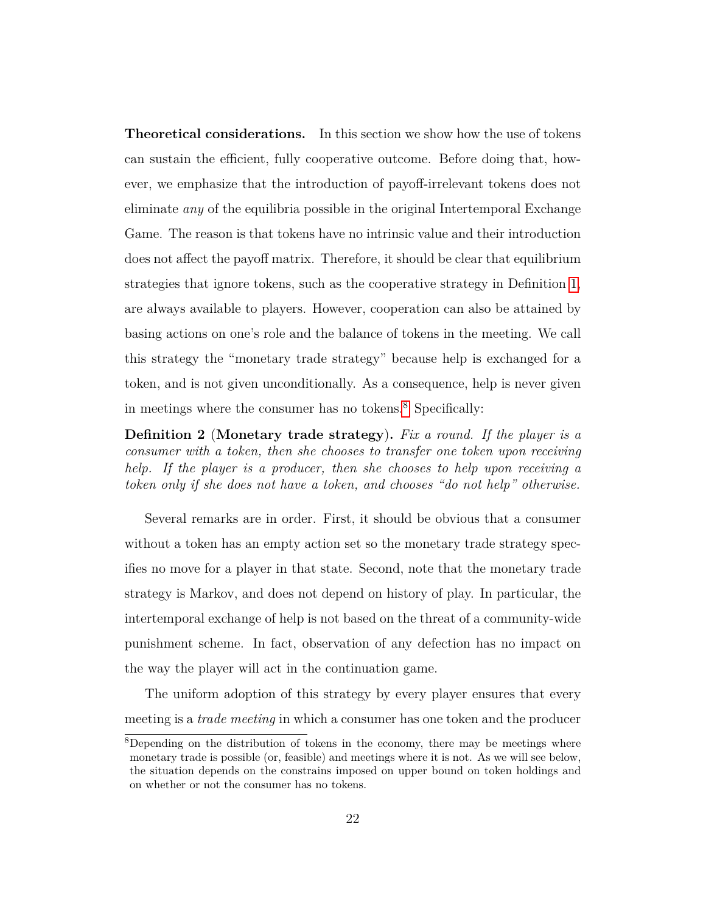**Theoretical considerations.** In this section we show how the use of tokens can sustain the efficient, fully cooperative outcome. Before doing that, however, we emphasize that the introduction of payoff-irrelevant tokens does not eliminate *any* of the equilibria possible in the original Intertemporal Exchange Game. The reason is that tokens have no intrinsic value and their introduction does not affect the payoff matrix. Therefore, it should be clear that equilibrium strategies that ignore tokens, such as the cooperative strategy in Definition 1, are always available to players. However, cooperation can also be attained by basing actions on one's role and the balance of tokens in the meeting. We call this strategy the "monetary trade strategy" because help is exchanged for a token, and is not given unconditionally. As a consequence, help is never given in meetings where the consumer has no tokens.[8] Specifically:

**Definition 2** (**Monetary trade strategy**)**.** *Fix a round. If the player is a consumer with a token, then she chooses to transfer one token upon receiving help. If the player is a producer, then she chooses to help upon receiving a token only if she does not have a token, and chooses "do not help" otherwise.*

Several remarks are in order. First, it should be obvious that a consumer without a token has an empty action set so the monetary trade strategy specifies no move for a player in that state. Second, note that the monetary trade strategy is Markov, and does not depend on history of play. In particular, the intertemporal exchange of help is not based on the threat of a community-wide punishment scheme. In fact, observation of any defection has no impact on the way the player will act in the continuation game.

The uniform adoption of this strategy by every player ensures that every meeting is a *trade meeting* in which a consumer has one token and the producer

[8] Depending on the distribution of tokens in the economy, there may be meetings where monetary trade is possible (or, feasible) and meetings where it is not. As we will see below, the situation depends on the constrains imposed on upper bound on token holdings and on whether or not the consumer has no tokens.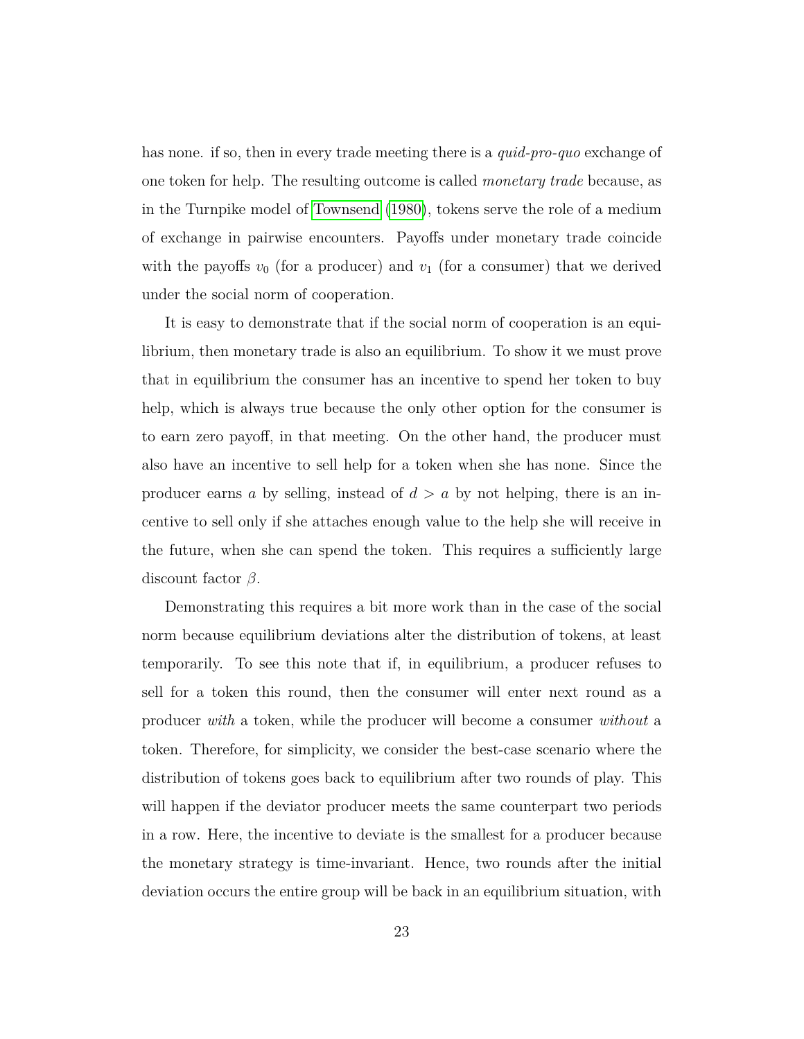has none. if so, then in every trade meeting there is a *quid-pro-quo* exchange of one token for help. The resulting outcome is called *monetary trade* because, as in the Turnpike model of Townsend (1980), tokens serve the role of a medium of exchange in pairwise encounters. Payoffs under monetary trade coincide with the payoffs $v_0$ (for a producer) and $v_1$ (for a consumer) that we derived under the social norm of cooperation.

It is easy to demonstrate that if the social norm of cooperation is an equilibrium, then monetary trade is also an equilibrium. To show it we must prove that in equilibrium the consumer has an incentive to spend her token to buy help, which is always true because the only other option for the consumer is to earn zero payoff, in that meeting. On the other hand, the producer must also have an incentive to sell help for a token when she has none. Since the producer earns $a$ by selling, instead of $d > a$ by not helping, there is an incentive to sell only if she attaches enough value to the help she will receive in the future, when she can spend the token. This requires a sufficiently large discount factor $\beta$.

Demonstrating this requires a bit more work than in the case of the social norm because equilibrium deviations alter the distribution of tokens, at least temporarily. To see this note that if, in equilibrium, a producer refuses to sell for a token this round, then the consumer will enter next round as a producer *with* a token, while the producer will become a consumer *without* a token. Therefore, for simplicity, we consider the best-case scenario where the distribution of tokens goes back to equilibrium after two rounds of play. This will happen if the deviator producer meets the same counterpart two periods in a row. Here, the incentive to deviate is the smallest for a producer because the monetary strategy is time-invariant. Hence, two rounds after the initial deviation occurs the entire group will be back in an equilibrium situation, with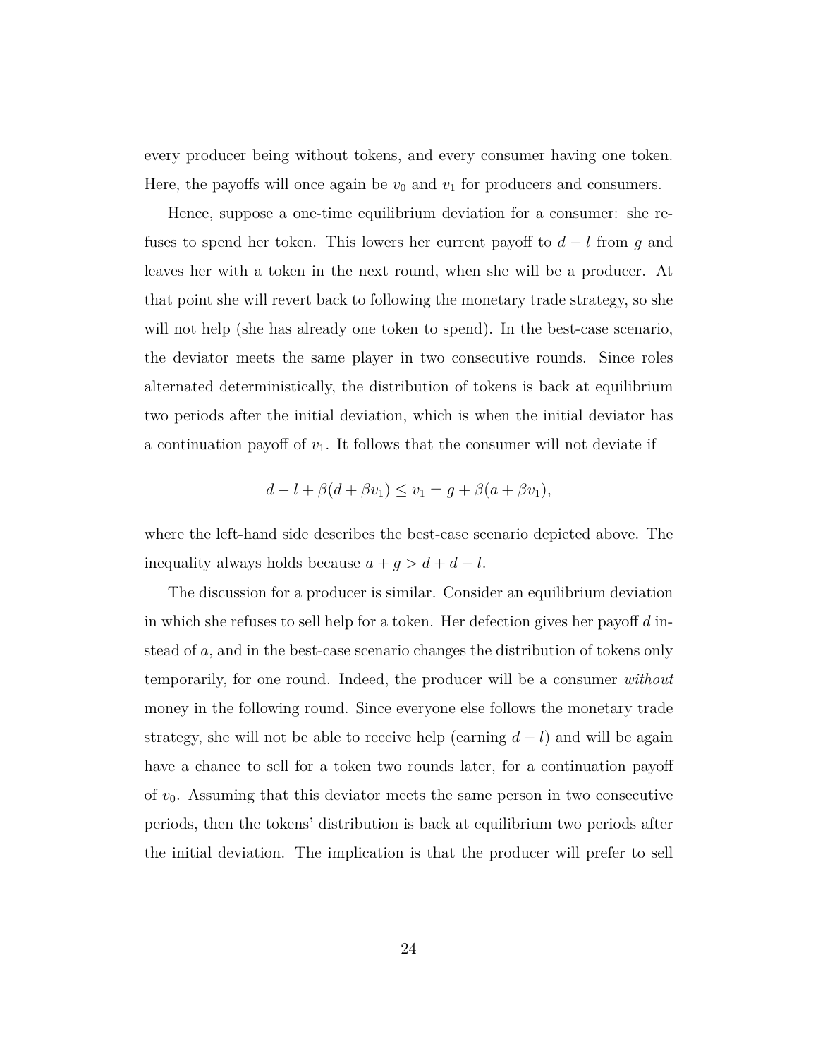every producer being without tokens, and every consumer having one token. Here, the payoffs will once again be $v_0$ and $v_1$ for producers and consumers.

Hence, suppose a one-time equilibrium deviation for a consumer: she refuses to spend her token. This lowers her current payoff to $d - l$ from $g$ and leaves her with a token in the next round, when she will be a producer. At that point she will revert back to following the monetary trade strategy, so she will not help (she has already one token to spend). In the best-case scenario, the deviator meets the same player in two consecutive rounds. Since roles alternated deterministically, the distribution of tokens is back at equilibrium two periods after the initial deviation, which is when the initial deviator has a continuation payoff of $v_1$. It follows that the consumer will not deviate if

$$d - l + \beta(d + \beta v_1) \leq v_1 = g + \beta(a + \beta v_1),$$

where the left-hand side describes the best-case scenario depicted above. The inequality always holds because $a + g > d + d - l$.

The discussion for a producer is similar. Consider an equilibrium deviation in which she refuses to sell help for a token. Her defection gives her payoff $d$ instead of $a$, and in the best-case scenario changes the distribution of tokens only temporarily, for one round. Indeed, the producer will be a consumer *without* money in the following round. Since everyone else follows the monetary trade strategy, she will not be able to receive help (earning $d - l$) and will be again have a chance to sell for a token two rounds later, for a continuation payoff of $v_0$. Assuming that this deviator meets the same person in two consecutive periods, then the tokens' distribution is back at equilibrium two periods after the initial deviation. The implication is that the producer will prefer to sell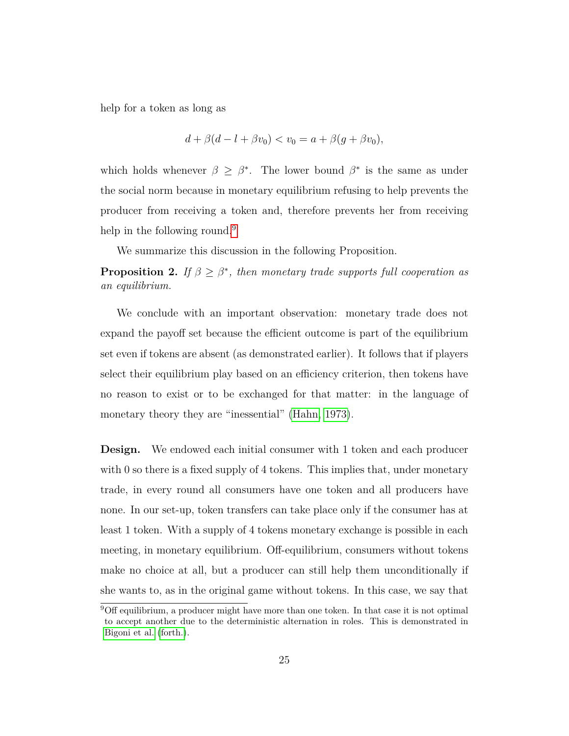help for a token as long as

$$d + \beta(d - l + \beta v_0) < v_0 = a + \beta(g + \beta v_0),$$

which holds whenever $\beta \geq \beta^*$. The lower bound $\beta^*$ is the same as under the social norm because in monetary equilibrium refusing to help prevents the producer from receiving a token and, therefore prevents her from receiving help in the following round.[9]

We summarize this discussion in the following Proposition.

**Proposition 2.** *If $\beta \geq \beta^*$, then monetary trade supports full cooperation as an equilibrium.*

We conclude with an important observation: monetary trade does not expand the payoff set because the efficient outcome is part of the equilibrium set even if tokens are absent (as demonstrated earlier). It follows that if players select their equilibrium play based on an efficiency criterion, then tokens have no reason to exist or to be exchanged for that matter: in the language of monetary theory they are "inessential" (Hahn, 1973).

**Design.** We endowed each initial consumer with 1 token and each producer with 0 so there is a fixed supply of 4 tokens. This implies that, under monetary trade, in every round all consumers have one token and all producers have none. In our set-up, token transfers can take place only if the consumer has at least 1 token. With a supply of 4 tokens monetary exchange is possible in each meeting, in monetary equilibrium. Off-equilibrium, consumers without tokens make no choice at all, but a producer can still help them unconditionally if she wants to, as in the original game without tokens. In this case, we say that

[9] Off equilibrium, a producer might have more than one token. In that case it is not optimal to accept another due to the deterministic alternation in roles. This is demonstrated in Bigoni et al. (forth.).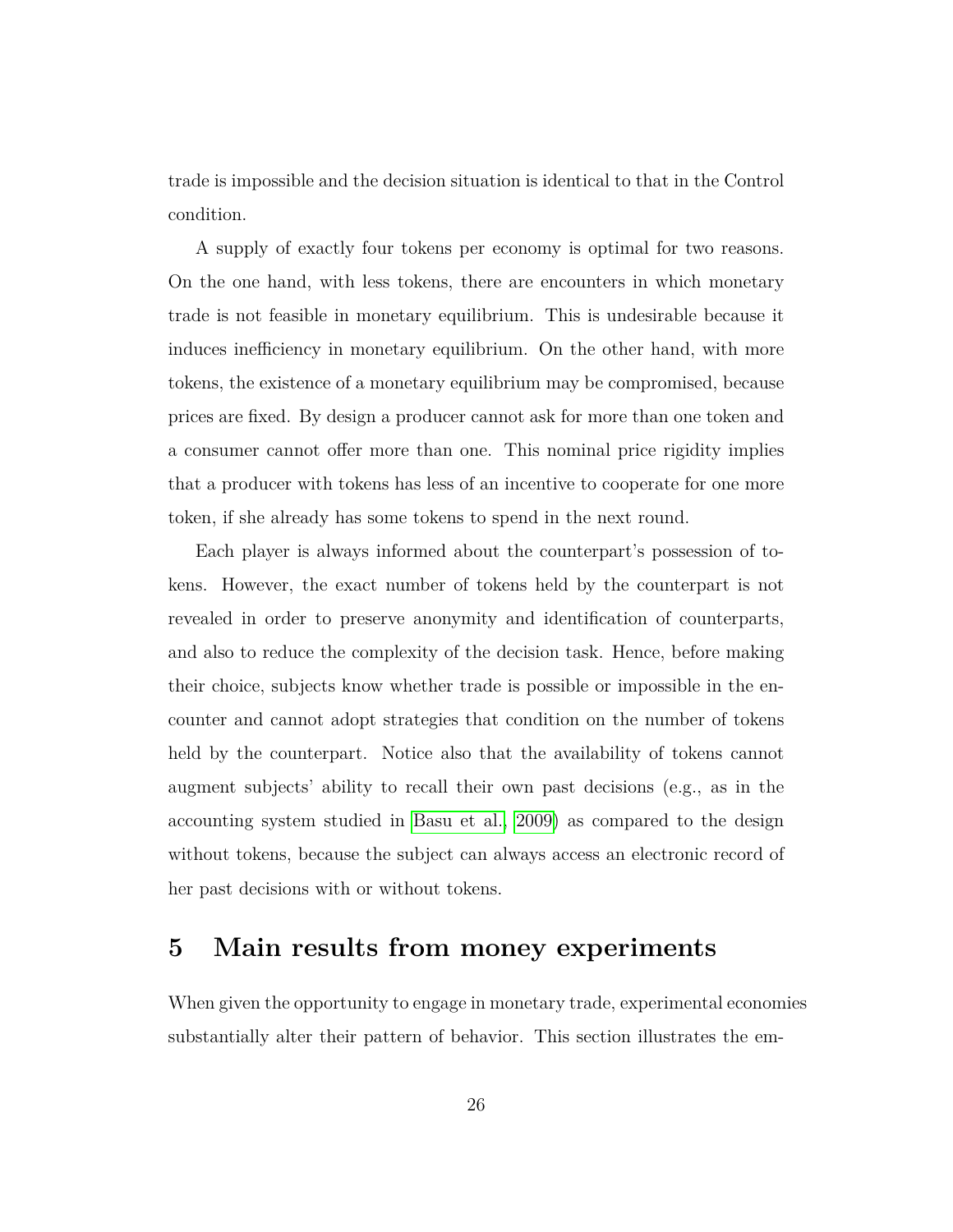trade is impossible and the decision situation is identical to that in the Control condition.

A supply of exactly four tokens per economy is optimal for two reasons. On the one hand, with less tokens, there are encounters in which monetary trade is not feasible in monetary equilibrium. This is undesirable because it induces inefficiency in monetary equilibrium. On the other hand, with more tokens, the existence of a monetary equilibrium may be compromised, because prices are fixed. By design a producer cannot ask for more than one token and a consumer cannot offer more than one. This nominal price rigidity implies that a producer with tokens has less of an incentive to cooperate for one more token, if she already has some tokens to spend in the next round.

Each player is always informed about the counterpart's possession of tokens. However, the exact number of tokens held by the counterpart is not revealed in order to preserve anonymity and identification of counterparts, and also to reduce the complexity of the decision task. Hence, before making their choice, subjects know whether trade is possible or impossible in the encounter and cannot adopt strategies that condition on the number of tokens held by the counterpart. Notice also that the availability of tokens cannot augment subjects' ability to recall their own past decisions (e.g., as in the accounting system studied in Basu et al., 2009) as compared to the design without tokens, because the subject can always access an electronic record of her past decisions with or without tokens.

# 5 Main results from money experiments

When given the opportunity to engage in monetary trade, experimental economies substantially alter their pattern of behavior. This section illustrates the em-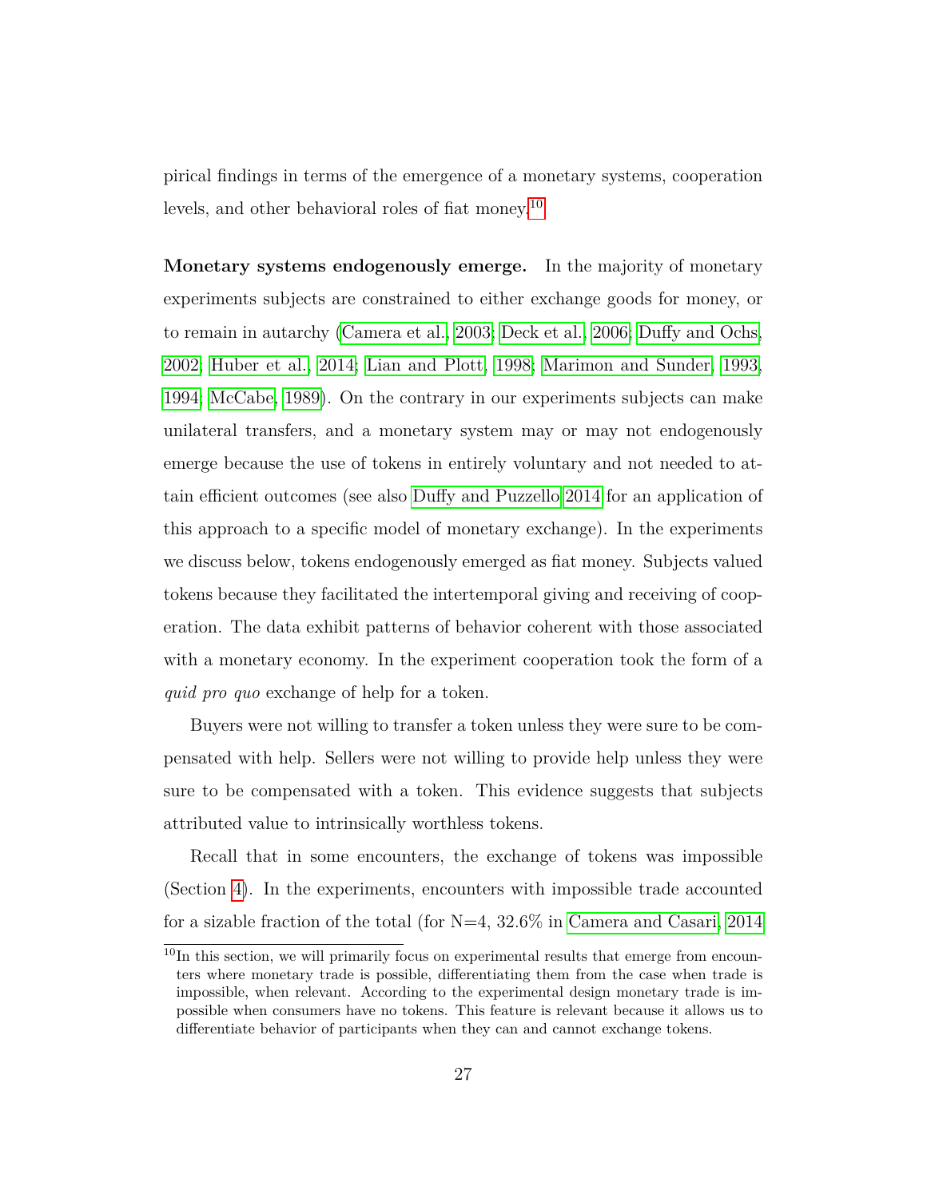pirical findings in terms of the emergence of a monetary systems, cooperation levels, and other behavioral roles of fiat money.[10]

**Monetary systems endogenously emerge.** In the majority of monetary experiments subjects are constrained to either exchange goods for money, or to remain in autarchy (Camera et al., 2003; Deck et al., 2006; Duffy and Ochs, 2002; Huber et al., 2014; Lian and Plott, 1998; Marimon and Sunder, 1993, 1994; McCabe, 1989). On the contrary in our experiments subjects can make unilateral transfers, and a monetary system may or may not endogenously emerge because the use of tokens in entirely voluntary and not needed to attain efficient outcomes (see also Duffy and Puzzello 2014 for an application of this approach to a specific model of monetary exchange). In the experiments we discuss below, tokens endogenously emerged as fiat money. Subjects valued tokens because they facilitated the intertemporal giving and receiving of cooperation. The data exhibit patterns of behavior coherent with those associated with a monetary economy. In the experiment cooperation took the form of a *quid pro quo* exchange of help for a token.

Buyers were not willing to transfer a token unless they were sure to be compensated with help. Sellers were not willing to provide help unless they were sure to be compensated with a token. This evidence suggests that subjects attributed value to intrinsically worthless tokens.

Recall that in some encounters, the exchange of tokens was impossible (Section 4). In the experiments, encounters with impossible trade accounted for a sizable fraction of the total (for N=4, 32.6% in Camera and Casari, 2014

[10] In this section, we will primarily focus on experimental results that emerge from encounters where monetary trade is possible, differentiating them from the case when trade is impossible, when relevant. According to the experimental design monetary trade is impossible when consumers have no tokens. This feature is relevant because it allows us to differentiate behavior of participants when they can and cannot exchange tokens.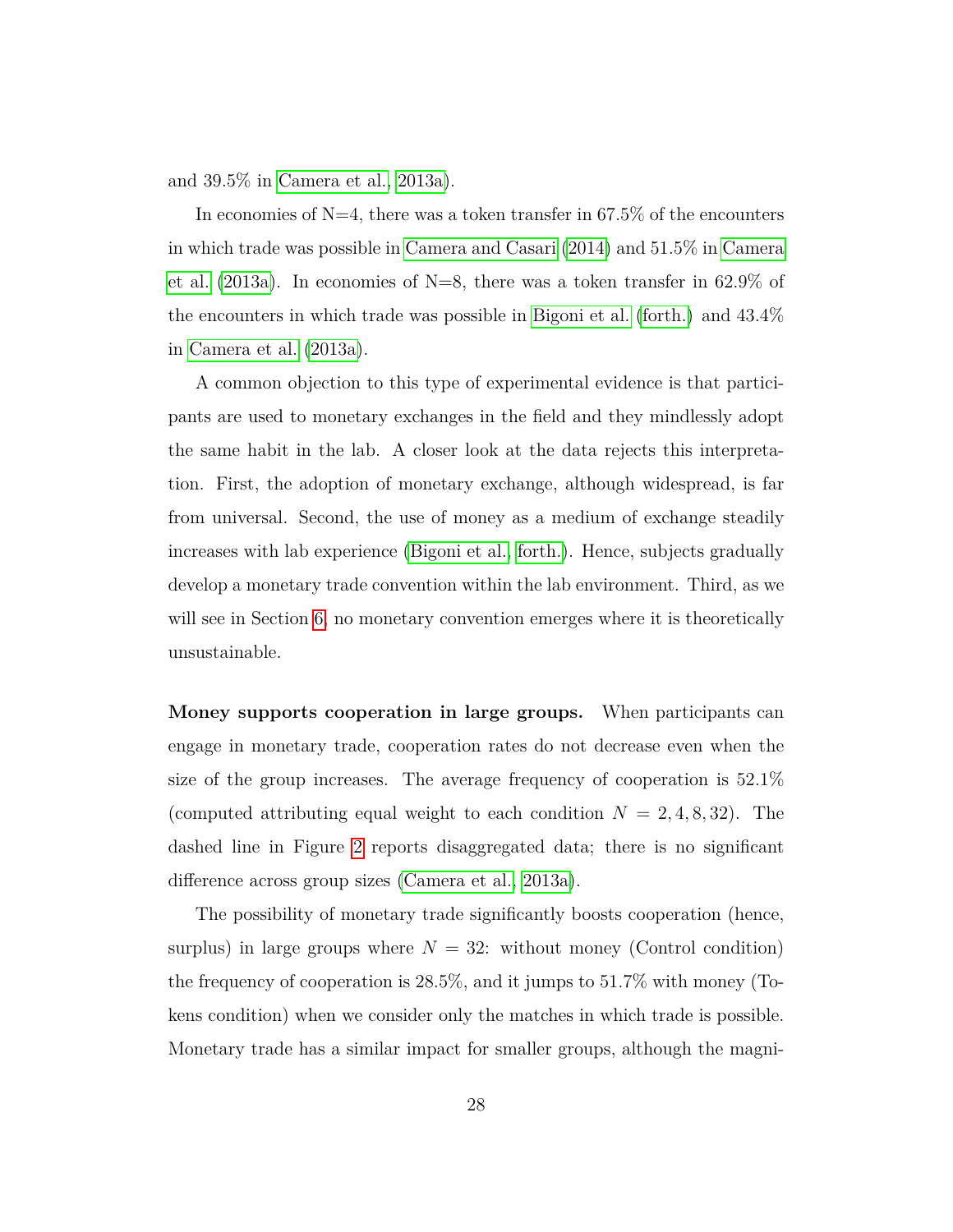and 39.5% in Camera et al., 2013a).

In economies of N=4, there was a token transfer in 67.5% of the encounters in which trade was possible in Camera and Casari (2014) and 51.5% in Camera et al. (2013a). In economies of N=8, there was a token transfer in 62.9% of the encounters in which trade was possible in Bigoni et al. (forth.) and 43.4% in Camera et al. (2013a).

A common objection to this type of experimental evidence is that participants are used to monetary exchanges in the field and they mindlessly adopt the same habit in the lab. A closer look at the data rejects this interpretation. First, the adoption of monetary exchange, although widespread, is far from universal. Second, the use of money as a medium of exchange steadily increases with lab experience (Bigoni et al., forth.). Hence, subjects gradually develop a monetary trade convention within the lab environment. Third, as we will see in Section 6, no monetary convention emerges where it is theoretically unsustainable.

**Money supports cooperation in large groups.** When participants can engage in monetary trade, cooperation rates do not decrease even when the size of the group increases. The average frequency of cooperation is 52.1% (computed attributing equal weight to each condition $N = 2, 4, 8, 32$). The dashed line in Figure 2 reports disaggregated data; there is no significant difference across group sizes (Camera et al., 2013a).

The possibility of monetary trade significantly boosts cooperation (hence, surplus) in large groups where $N = 32$: without money (Control condition) the frequency of cooperation is 28.5%, and it jumps to 51.7% with money (Tokens condition) when we consider only the matches in which trade is possible. Monetary trade has a similar impact for smaller groups, although the magni-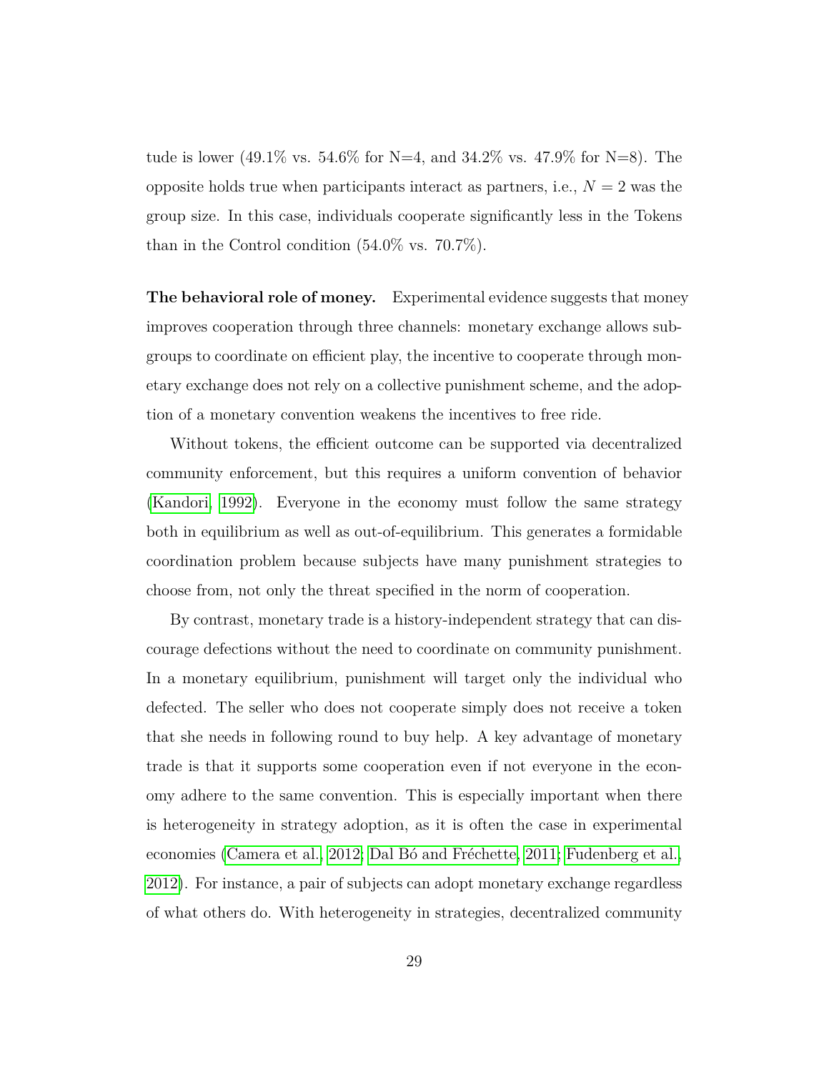tude is lower (49.1% vs. 54.6% for N=4, and 34.2% vs. 47.9% for N=8). The opposite holds true when participants interact as partners, i.e., $N = 2$ was the group size. In this case, individuals cooperate significantly less in the Tokens than in the Control condition (54.0% vs. 70.7%).

**The behavioral role of money.** Experimental evidence suggests that money improves cooperation through three channels: monetary exchange allows subgroups to coordinate on efficient play, the incentive to cooperate through monetary exchange does not rely on a collective punishment scheme, and the adoption of a monetary convention weakens the incentives to free ride.

Without tokens, the efficient outcome can be supported via decentralized community enforcement, but this requires a uniform convention of behavior (Kandori, 1992). Everyone in the economy must follow the same strategy both in equilibrium as well as out-of-equilibrium. This generates a formidable coordination problem because subjects have many punishment strategies to choose from, not only the threat specified in the norm of cooperation.

By contrast, monetary trade is a history-independent strategy that can discourage defections without the need to coordinate on community punishment. In a monetary equilibrium, punishment will target only the individual who defected. The seller who does not cooperate simply does not receive a token that she needs in following round to buy help. A key advantage of monetary trade is that it supports some cooperation even if not everyone in the economy adhere to the same convention. This is especially important when there is heterogeneity in strategy adoption, as it is often the case in experimental economies (Camera et al., 2012; Dal Bó and Fréchette, 2011; Fudenberg et al., 2012). For instance, a pair of subjects can adopt monetary exchange regardless of what others do. With heterogeneity in strategies, decentralized community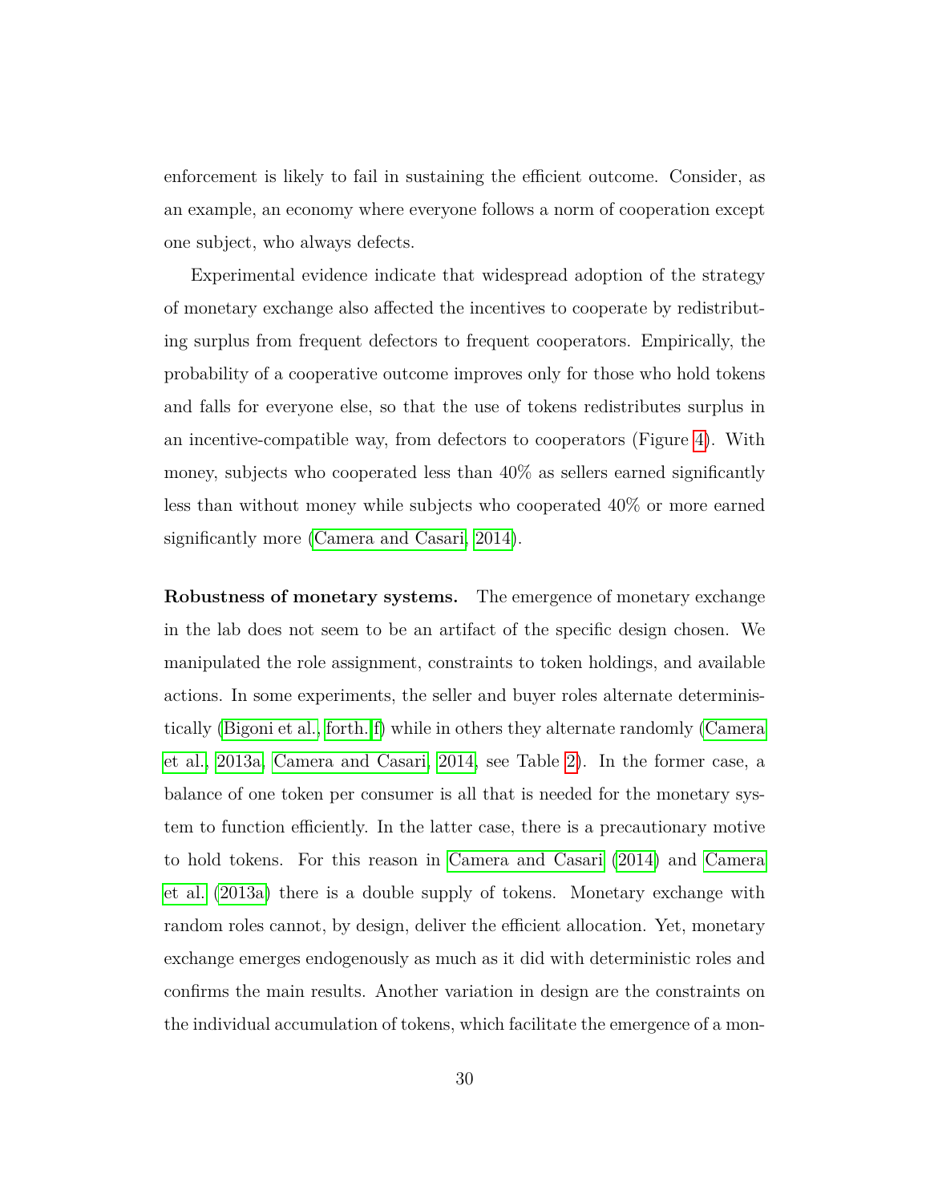enforcement is likely to fail in sustaining the efficient outcome. Consider, as an example, an economy where everyone follows a norm of cooperation except one subject, who always defects.

Experimental evidence indicate that widespread adoption of the strategy of monetary exchange also affected the incentives to cooperate by redistributing surplus from frequent defectors to frequent cooperators. Empirically, the probability of a cooperative outcome improves only for those who hold tokens and falls for everyone else, so that the use of tokens redistributes surplus in an incentive-compatible way, from defectors to cooperators (Figure 4). With money, subjects who cooperated less than 40% as sellers earned significantly less than without money while subjects who cooperated 40% or more earned significantly more (Camera and Casari, 2014).

**Robustness of monetary systems.** The emergence of monetary exchange in the lab does not seem to be an artifact of the specific design chosen. We manipulated the role assignment, constraints to token holdings, and available actions. In some experiments, the seller and buyer roles alternate deterministically (Bigoni et al., forth.f) while in others they alternate randomly (Camera et al., 2013a, Camera and Casari, 2014, see Table 2). In the former case, a balance of one token per consumer is all that is needed for the monetary system to function efficiently. In the latter case, there is a precautionary motive to hold tokens. For this reason in Camera and Casari (2014) and Camera et al. (2013a) there is a double supply of tokens. Monetary exchange with random roles cannot, by design, deliver the efficient allocation. Yet, monetary exchange emerges endogenously as much as it did with deterministic roles and confirms the main results. Another variation in design are the constraints on the individual accumulation of tokens, which facilitate the emergence of a mon-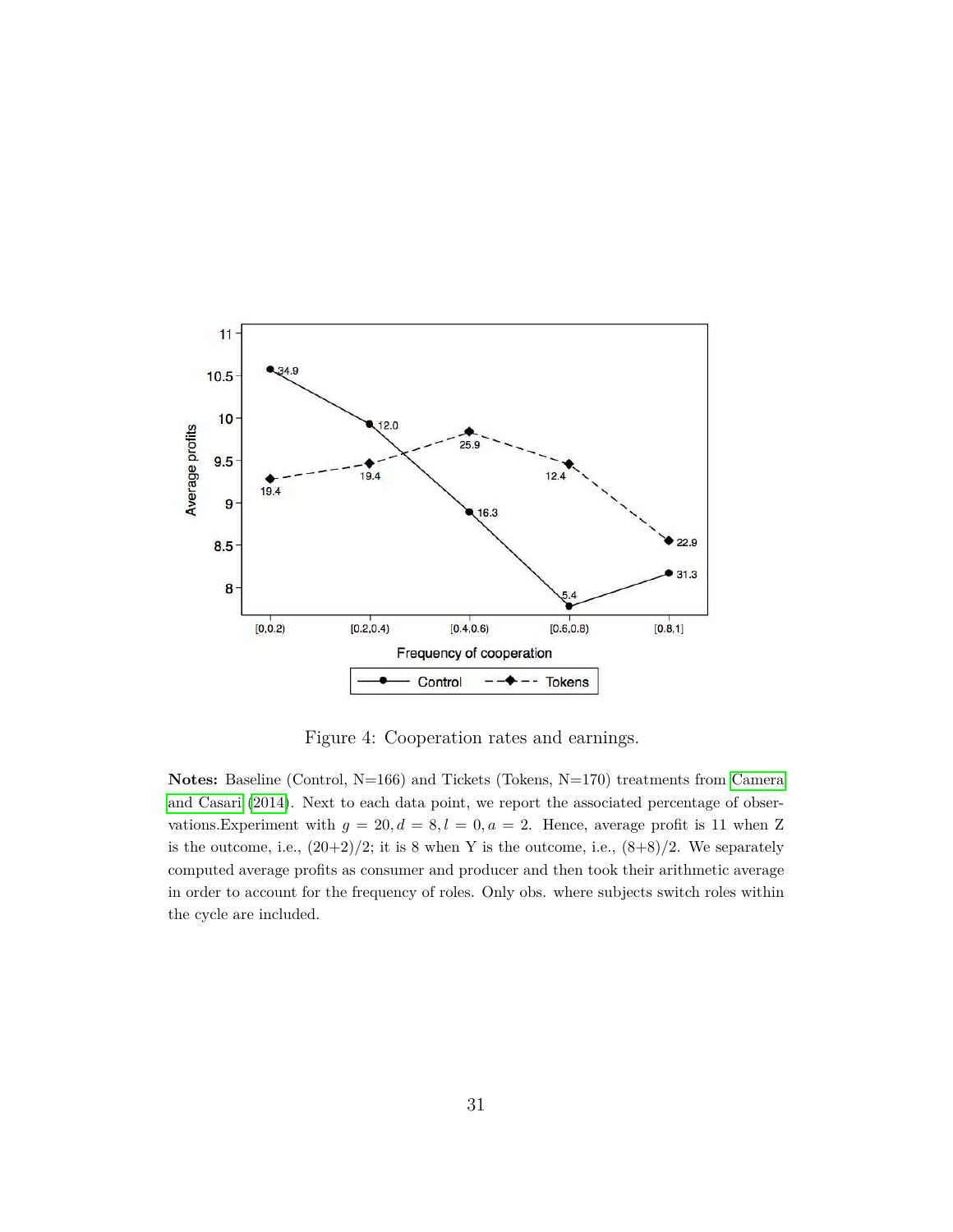Figure 4: Cooperation rates and earnings.

**Notes:** Baseline (Control, N=166) and Tickets (Tokens, N=170) treatments from Camera and Casari (2014). Next to each data point, we report the associated percentage of observations.Experiment with $g = 20, d = 8, l = 0, a = 2$. Hence, average profit is 11 when Z is the outcome, i.e., (20+2)/2; it is 8 when Y is the outcome, i.e., (8+8)/2. We separately computed average profits as consumer and producer and then took their arithmetic average in order to account for the frequency of roles. Only obs. where subjects switch roles within the cycle are included.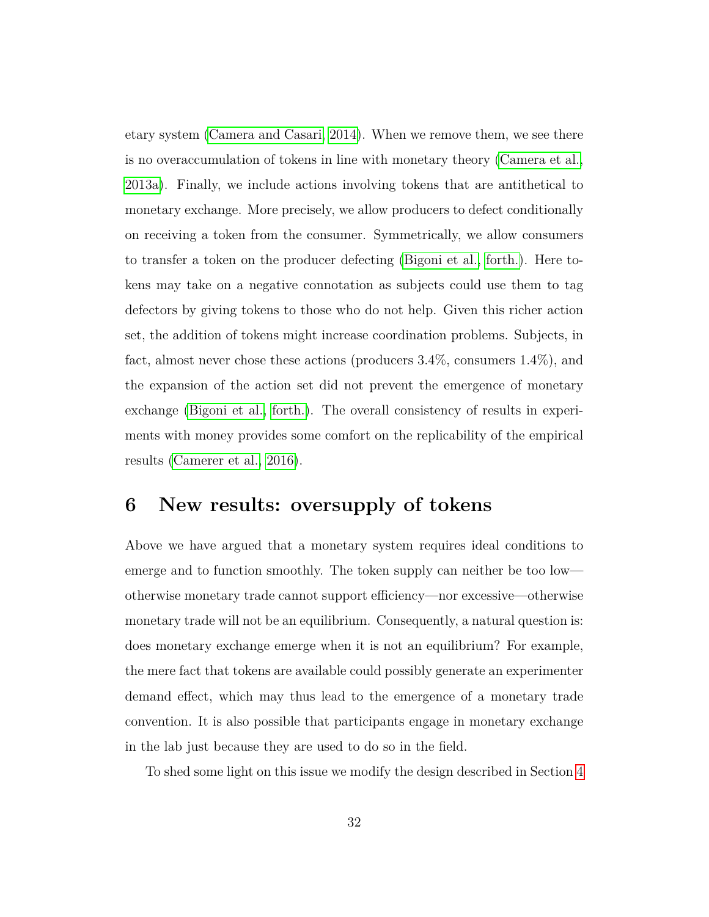etary system (Camera and Casari, 2014). When we remove them, we see there is no overaccumulation of tokens in line with monetary theory (Camera et al., 2013a). Finally, we include actions involving tokens that are antithetical to monetary exchange. More precisely, we allow producers to defect conditionally on receiving a token from the consumer. Symmetrically, we allow consumers to transfer a token on the producer defecting (Bigoni et al., forth.). Here tokens may take on a negative connotation as subjects could use them to tag defectors by giving tokens to those who do not help. Given this richer action set, the addition of tokens might increase coordination problems. Subjects, in fact, almost never chose these actions (producers 3.4%, consumers 1.4%), and the expansion of the action set did not prevent the emergence of monetary exchange (Bigoni et al., forth.). The overall consistency of results in experiments with money provides some comfort on the replicability of the empirical results (Camerer et al., 2016).

# 6 New results: oversupply of tokens

Above we have argued that a monetary system requires ideal conditions to emerge and to function smoothly. The token supply can neither be too low—otherwise monetary trade cannot support efficiency—nor excessive—otherwise monetary trade will not be an equilibrium. Consequently, a natural question is: does monetary exchange emerge when it is not an equilibrium? For example, the mere fact that tokens are available could possibly generate an experimenter demand effect, which may thus lead to the emergence of a monetary trade convention. It is also possible that participants engage in monetary exchange in the lab just because they are used to do so in the field.

To shed some light on this issue we modify the design described in Section 4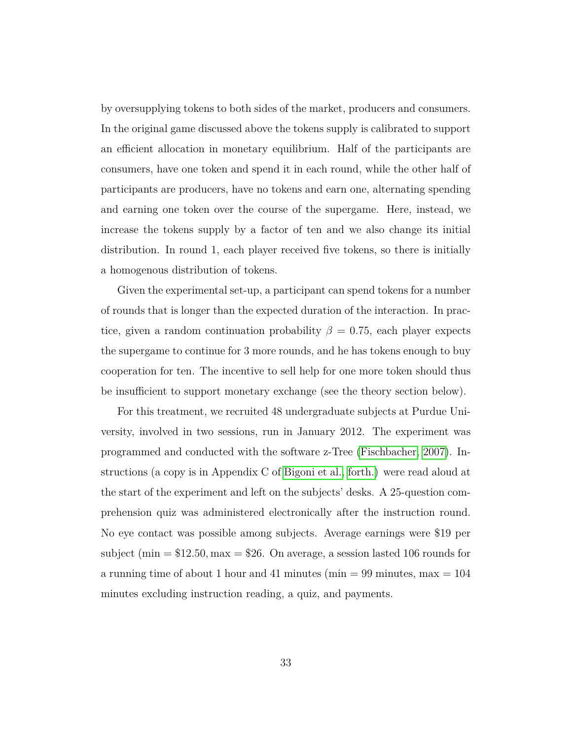by oversupplying tokens to both sides of the market, producers and consumers. In the original game discussed above the tokens supply is calibrated to support an efficient allocation in monetary equilibrium. Half of the participants are consumers, have one token and spend it in each round, while the other half of participants are producers, have no tokens and earn one, alternating spending and earning one token over the course of the supergame. Here, instead, we increase the tokens supply by a factor of ten and we also change its initial distribution. In round 1, each player received five tokens, so there is initially a homogenous distribution of tokens.

Given the experimental set-up, a participant can spend tokens for a number of rounds that is longer than the expected duration of the interaction. In practice, given a random continuation probability $\beta = 0.75$, each player expects the supergame to continue for 3 more rounds, and he has tokens enough to buy cooperation for ten. The incentive to sell help for one more token should thus be insufficient to support monetary exchange (see the theory section below).

For this treatment, we recruited 48 undergraduate subjects at Purdue University, involved in two sessions, run in January 2012. The experiment was programmed and conducted with the software z-Tree (Fischbacher, 2007). Instructions (a copy is in Appendix C of Bigoni et al., forth.) were read aloud at the start of the experiment and left on the subjects' desks. A 25-question comprehension quiz was administered electronically after the instruction round. No eye contact was possible among subjects. Average earnings were \$19 per subject ($\min = \$12.50, \max = \$26$. On average, a session lasted 106 rounds for a running time of about 1 hour and 41 minutes ($\min = 99$ minutes, $\max = 104$ minutes excluding instruction reading, a quiz, and payments.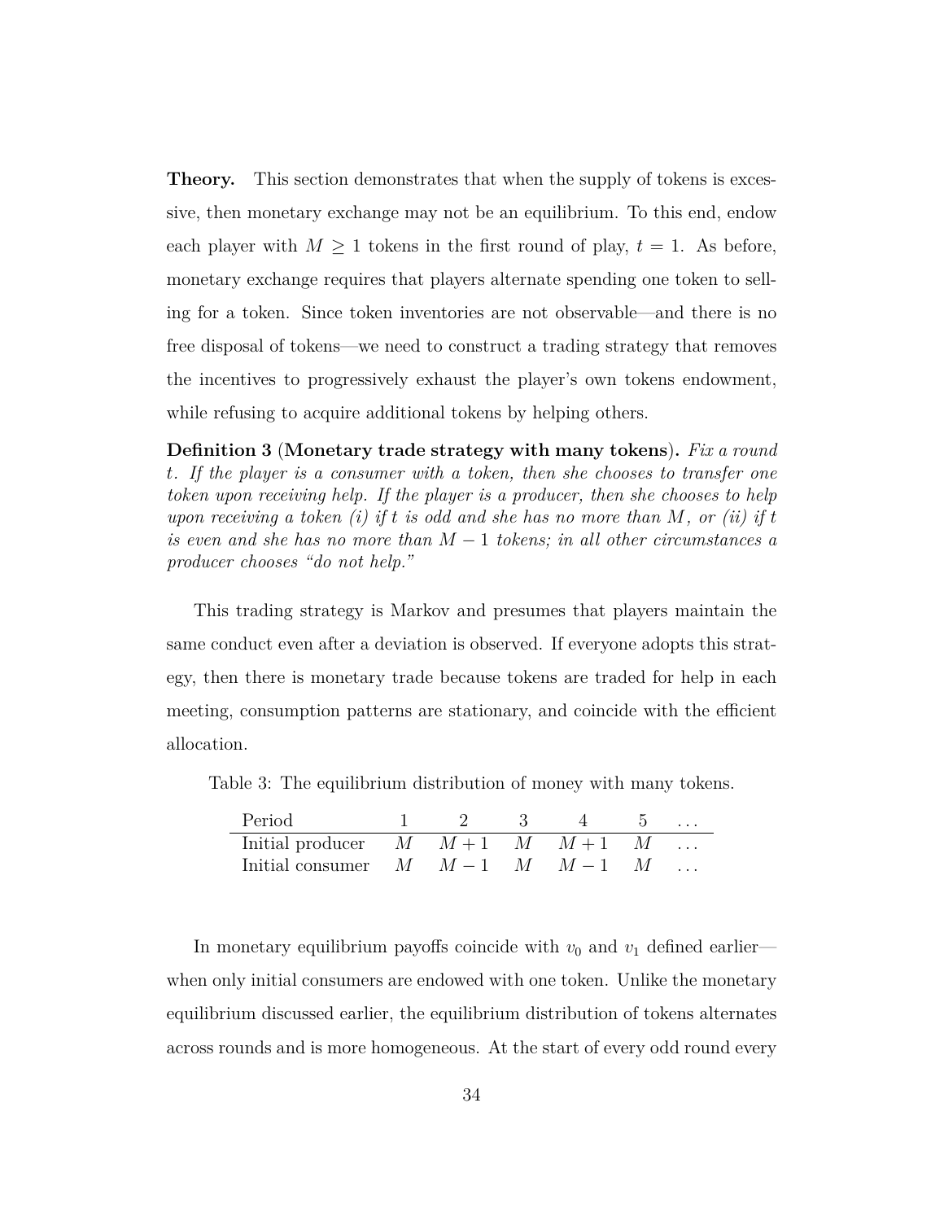**Theory.** This section demonstrates that when the supply of tokens is excessive, then monetary exchange may not be an equilibrium. To this end, endow each player with $M \geq 1$ tokens in the first round of play, $t = 1$. As before, monetary exchange requires that players alternate spending one token to selling for a token. Since token inventories are not observable—and there is no free disposal of tokens—we need to construct a trading strategy that removes the incentives to progressively exhaust the player's own tokens endowment, while refusing to acquire additional tokens by helping others.

**Definition 3** (**Monetary trade strategy with many tokens**)**.** *Fix a round $t$. If the player is a consumer with a token, then she chooses to transfer one token upon receiving help. If the player is a producer, then she chooses to help upon receiving a token (i) if $t$ is odd and she has no more than $M$, or (ii) if $t$ is even and she has no more than $M - 1$ tokens; in all other circumstances a producer chooses "do not help."*

This trading strategy is Markov and presumes that players maintain the same conduct even after a deviation is observed. If everyone adopts this strategy, then there is monetary trade because tokens are traded for help in each meeting, consumption patterns are stationary, and coincide with the efficient allocation.

Table 3: The equilibrium distribution of money with many tokens.

| Period | 1 | 2 | 3 | 4 | 5 | ... |
|---|---|---|---|---|---|---|
| Initial producer | $M$ | $M+1$ | $M$ | $M+1$ | $M$ | ... |
| Initial consumer | $M$ | $M-1$ | $M$ | $M-1$ | $M$ | ... |

In monetary equilibrium payoffs coincide with $v_0$ and $v_1$ defined earlier—when only initial consumers are endowed with one token. Unlike the monetary equilibrium discussed earlier, the equilibrium distribution of tokens alternates across rounds and is more homogeneous. At the start of every odd round every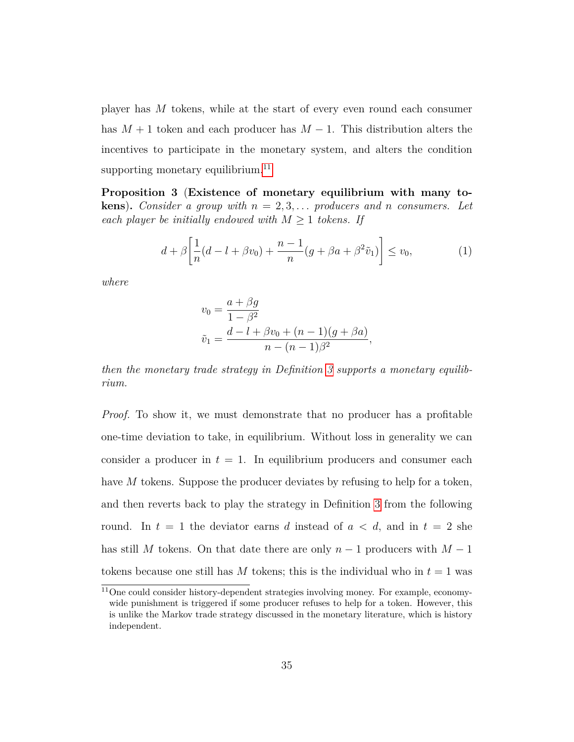player has $M$ tokens, while at the start of every even round each consumer has $M+1$ token and each producer has $M-1$. This distribution alters the incentives to participate in the monetary system, and alters the condition supporting monetary equilibrium.[11]

**Proposition 3** (**Existence of monetary equilibrium with many tokens**). *Consider a group with $n = 2, 3, \dots$ producers and $n$ consumers. Let each player be initially endowed with $M \geq 1$ tokens. If*

$$d + \beta\left[\frac{1}{n}(d - l + \beta v_0) + \frac{n-1}{n}(g + \beta a + \beta^2 \tilde{v}_1)\right] \leq v_0, \tag{1}$$

*where*

$$v_0 = \frac{a + \beta g}{1 - \beta^2}$$

$$\tilde{v}_1 = \frac{d - l + \beta v_0 + (n-1)(g + \beta a)}{n - (n-1)\beta^2},$$

*then the monetary trade strategy in Definition 3 supports a monetary equilibrium.*

*Proof.* To show it, we must demonstrate that no producer has a profitable one-time deviation to take, in equilibrium. Without loss in generality we can consider a producer in $t = 1$. In equilibrium producers and consumer each have $M$ tokens. Suppose the producer deviates by refusing to help for a token, and then reverts back to play the strategy in Definition 3 from the following round. In $t = 1$ the deviator earns $d$ instead of $a < d$, and in $t = 2$ she has still $M$ tokens. On that date there are only $n - 1$ producers with $M - 1$ tokens because one still has $M$ tokens; this is the individual who in $t = 1$ was

[11] One could consider history-dependent strategies involving money. For example, economy-wide punishment is triggered if some producer refuses to help for a token. However, this is unlike the Markov trade strategy discussed in the monetary literature, which is history independent.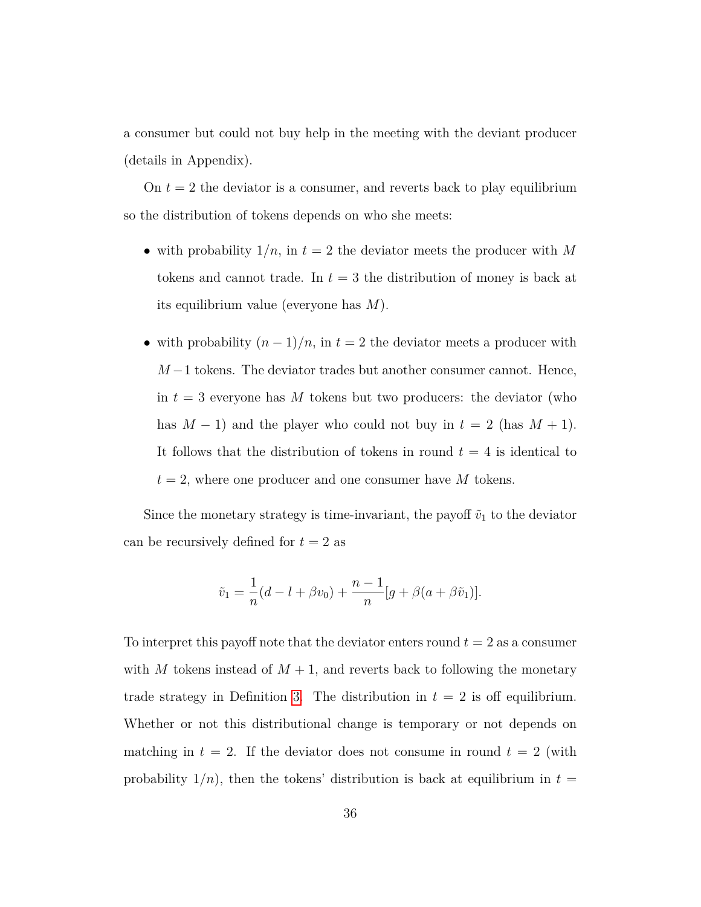a consumer but could not buy help in the meeting with the deviant producer (details in Appendix).

On $t = 2$ the deviator is a consumer, and reverts back to play equilibrium so the distribution of tokens depends on who she meets:

- with probability $1/n$, in $t = 2$ the deviator meets the producer with $M$ tokens and cannot trade. In $t = 3$ the distribution of money is back at its equilibrium value (everyone has $M$).

- with probability $(n-1)/n$, in $t = 2$ the deviator meets a producer with $M-1$ tokens. The deviator trades but another consumer cannot. Hence, in $t = 3$ everyone has $M$ tokens but two producers: the deviator (who has $M-1$) and the player who could not buy in $t = 2$ (has $M+1$). It follows that the distribution of tokens in round $t = 4$ is identical to $t = 2$, where one producer and one consumer have $M$ tokens.

Since the monetary strategy is time-invariant, the payoff $\tilde{v}_1$ to the deviator can be recursively defined for $t = 2$ as

$$\tilde{v}_1 = \frac{1}{n}(d - l + \beta v_0) + \frac{n-1}{n}[g + \beta(a + \beta \tilde{v}_1)].$$

To interpret this payoff note that the deviator enters round $t = 2$ as a consumer with $M$ tokens instead of $M + 1$, and reverts back to following the monetary trade strategy in Definition 3. The distribution in $t = 2$ is off equilibrium. Whether or not this distributional change is temporary or not depends on matching in $t = 2$. If the deviator does not consume in round $t = 2$ (with probability $1/n$), then the tokens' distribution is back at equilibrium in $t =$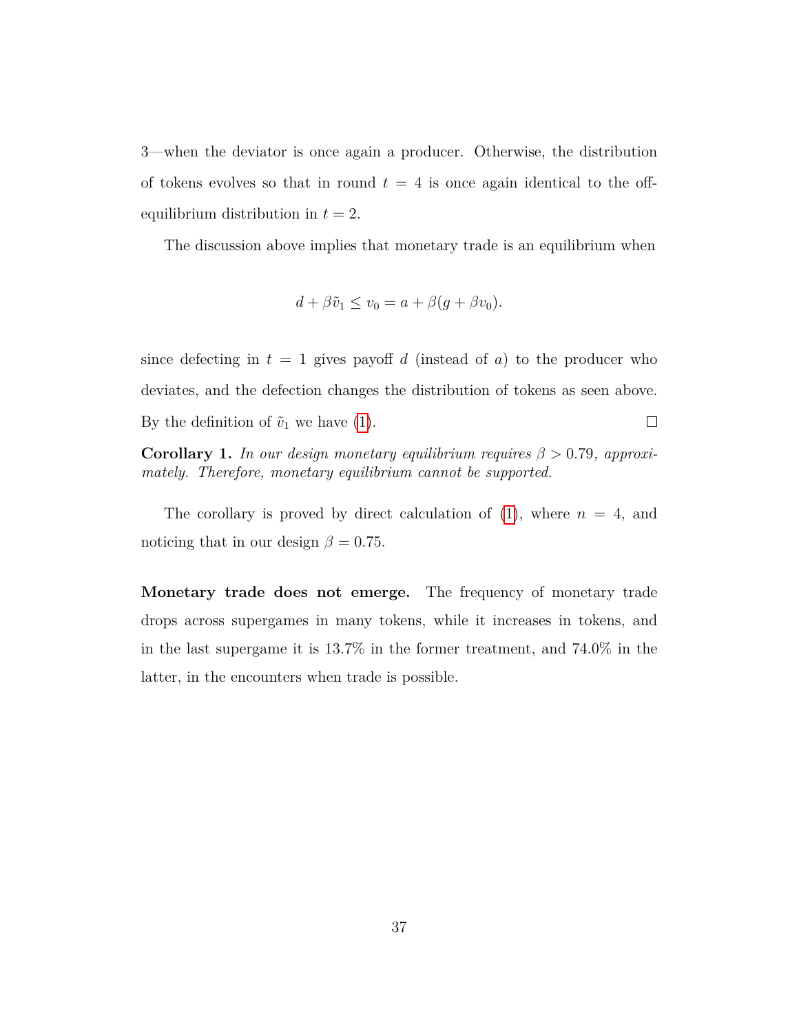3—when the deviator is once again a producer. Otherwise, the distribution of tokens evolves so that in round $t = 4$ is once again identical to the off-equilibrium distribution in $t = 2$.

The discussion above implies that monetary trade is an equilibrium when

$$d + \beta \tilde{v}_1 \leq v_0 = a + \beta(g + \beta v_0).$$

since defecting in $t = 1$ gives payoff $d$ (instead of $a$) to the producer who deviates, and the defection changes the distribution of tokens as seen above. By the definition of $\tilde{v}_1$ we have (1). □

**Corollary 1.** *In our design monetary equilibrium requires $\beta > 0.79$, approximately. Therefore, monetary equilibrium cannot be supported.*

The corollary is proved by direct calculation of (1), where $n = 4$, and noticing that in our design $\beta = 0.75$.

**Monetary trade does not emerge.** The frequency of monetary trade drops across supergames in many tokens, while it increases in tokens, and in the last supergame it is 13.7% in the former treatment, and 74.0% in the latter, in the encounters when trade is possible.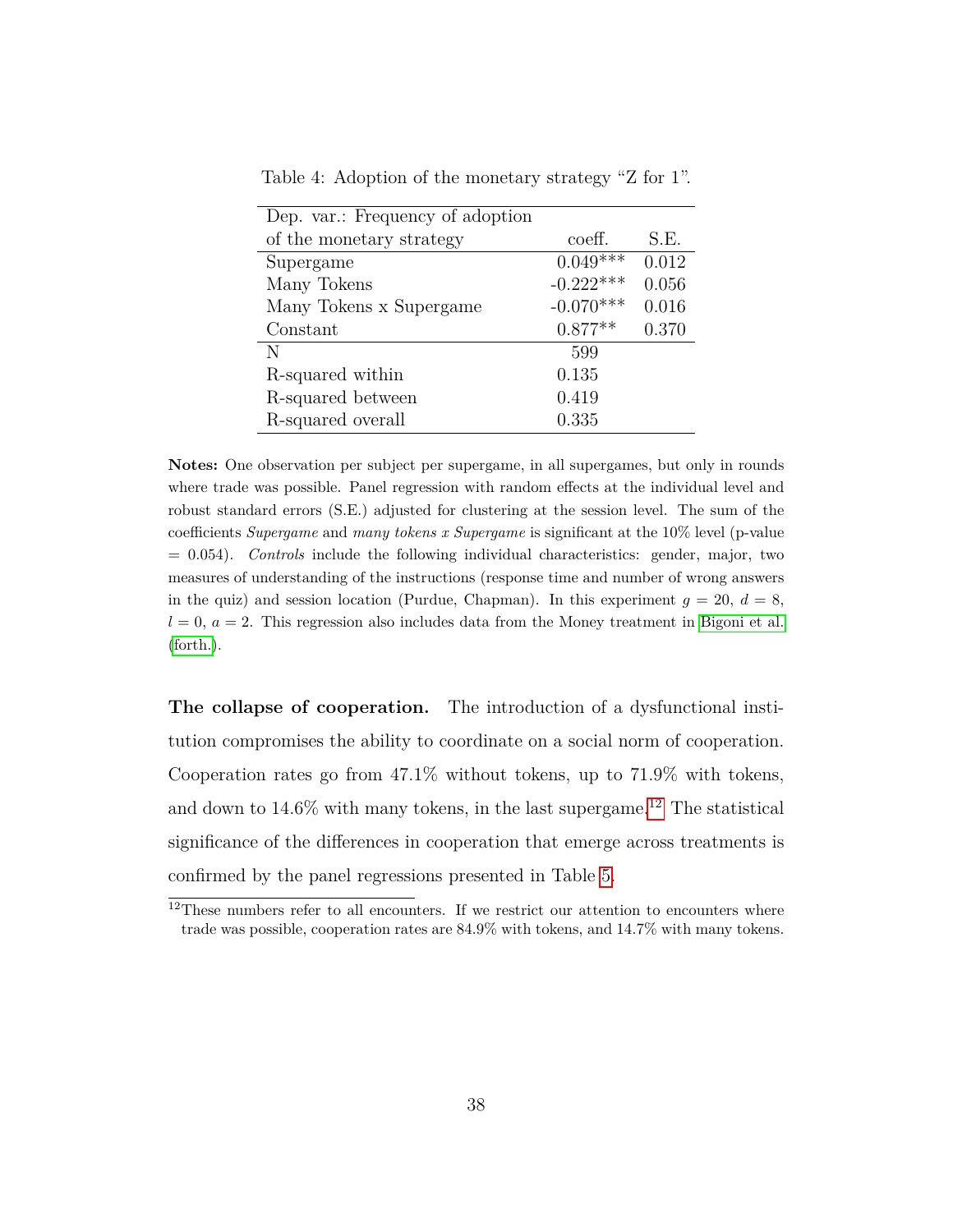Table 4: Adoption of the monetary strategy "Z for 1".

| Dep. var.: Frequency of adoption of the monetary strategy | coeff. | S.E. |
|---|---|---|
| Supergame | 0.049*** | 0.012 |
| Many Tokens | -0.222*** | 0.056 |
| Many Tokens x Supergame | -0.070*** | 0.016 |
| Constant | 0.877** | 0.370 |
| N | 599 | |
| R-squared within | 0.135 | |
| R-squared between | 0.419 | |
| R-squared overall | 0.335 | |

**Notes:** One observation per subject per supergame, in all supergames, but only in rounds where trade was possible. Panel regression with random effects at the individual level and robust standard errors (S.E.) adjusted for clustering at the session level. The sum of the coefficients *Supergame* and *many tokens x Supergame* is significant at the 10% level (p-value = 0.054). *Controls* include the following individual characteristics: gender, major, two measures of understanding of the instructions (response time and number of wrong answers in the quiz) and session location (Purdue, Chapman). In this experiment $g = 20$, $d = 8$, $l = 0$, $a = 2$. This regression also includes data from the Money treatment in Bigoni et al. (forth.).

**The collapse of cooperation.** The introduction of a dysfunctional institution compromises the ability to coordinate on a social norm of cooperation. Cooperation rates go from 47.1% without tokens, up to 71.9% with tokens, and down to 14.6% with many tokens, in the last supergame.[12] The statistical significance of the differences in cooperation that emerge across treatments is confirmed by the panel regressions presented in Table 5.

[12] These numbers refer to all encounters. If we restrict our attention to encounters where trade was possible, cooperation rates are 84.9% with tokens, and 14.7% with many tokens.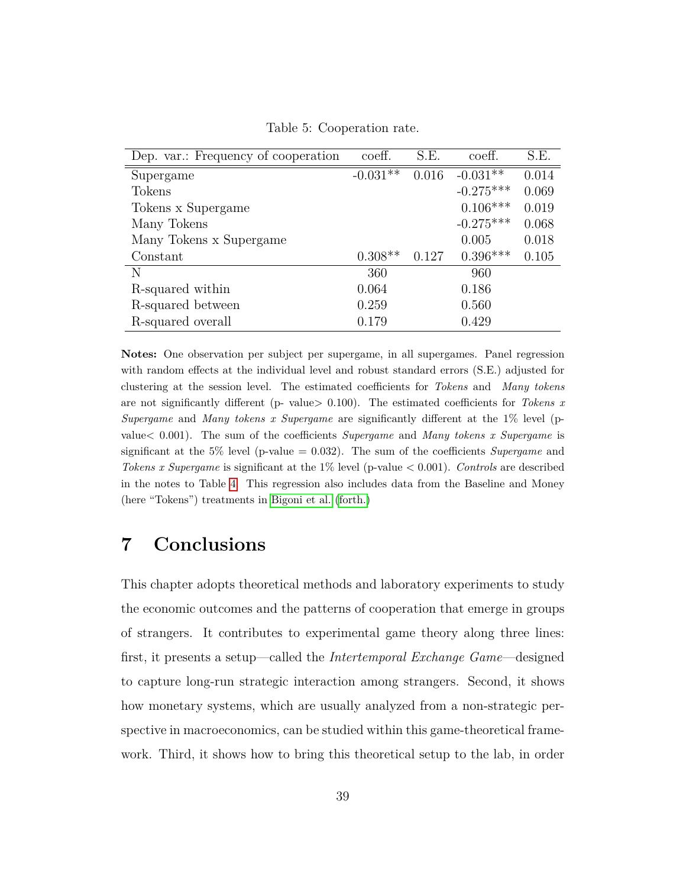Table 5: Cooperation rate.

| Dep. var.: Frequency of cooperation | coeff. | S.E. | coeff. | S.E. |
|---|---|---|---|---|
| Supergame | -0.031** | 0.016 | -0.031** | 0.014 |
| Tokens | | | -0.275*** | 0.069 |
| Tokens x Supergame | | | 0.106*** | 0.019 |
| Many Tokens | | | -0.275*** | 0.068 |
| Many Tokens x Supergame | | | 0.005 | 0.018 |
| Constant | 0.308** | 0.127 | 0.396*** | 0.105 |
| N | 360 | | 960 | |
| R-squared within | 0.064 | | 0.186 | |
| R-squared between | 0.259 | | 0.560 | |
| R-squared overall | 0.179 | | 0.429 | |

**Notes:** One observation per subject per supergame, in all supergames. Panel regression with random effects at the individual level and robust standard errors (S.E.) adjusted for clustering at the session level. The estimated coefficients for *Tokens* and *Many tokens* are not significantly different (p- value> 0.100). The estimated coefficients for *Tokens x Supergame* and *Many tokens x Supergame* are significantly different at the 1% level (p-value< 0.001). The sum of the coefficients *Supergame* and *Many tokens x Supergame* is significant at the 5% level (p-value = 0.032). The sum of the coefficients *Supergame* and *Tokens x Supergame* is significant at the 1% level (p-value < 0.001). *Controls* are described in the notes to Table 4. This regression also includes data from the Baseline and Money (here "Tokens") treatments in Bigoni et al. (forth.)

# 7 Conclusions

This chapter adopts theoretical methods and laboratory experiments to study the economic outcomes and the patterns of cooperation that emerge in groups of strangers. It contributes to experimental game theory along three lines: first, it presents a setup—called the *Intertemporal Exchange Game*—designed to capture long-run strategic interaction among strangers. Second, it shows how monetary systems, which are usually analyzed from a non-strategic perspective in macroeconomics, can be studied within this game-theoretical framework. Third, it shows how to bring this theoretical setup to the lab, in order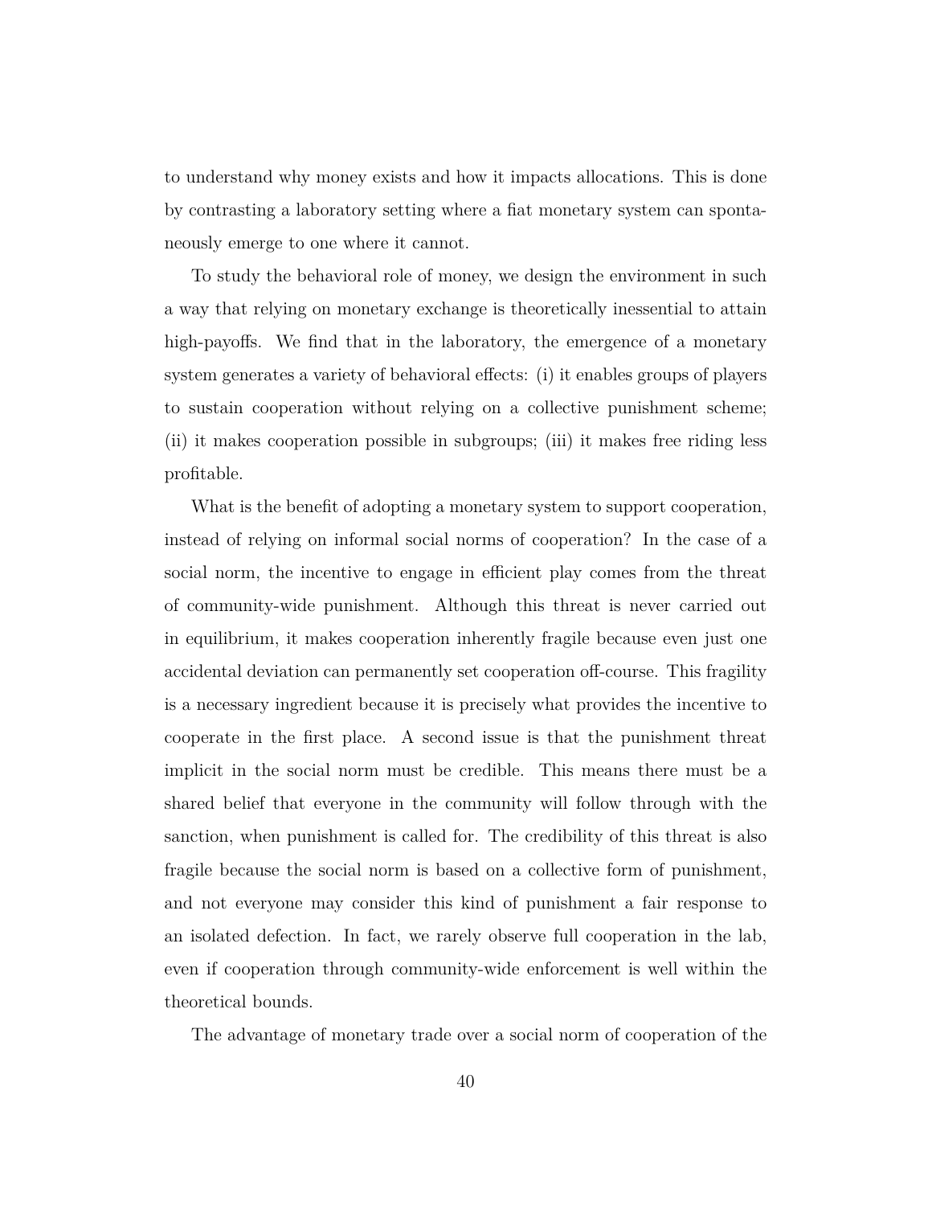to understand why money exists and how it impacts allocations. This is done by contrasting a laboratory setting where a fiat monetary system can spontaneously emerge to one where it cannot.

To study the behavioral role of money, we design the environment in such a way that relying on monetary exchange is theoretically inessential to attain high-payoffs. We find that in the laboratory, the emergence of a monetary system generates a variety of behavioral effects: (i) it enables groups of players to sustain cooperation without relying on a collective punishment scheme; (ii) it makes cooperation possible in subgroups; (iii) it makes free riding less profitable.

What is the benefit of adopting a monetary system to support cooperation, instead of relying on informal social norms of cooperation? In the case of a social norm, the incentive to engage in efficient play comes from the threat of community-wide punishment. Although this threat is never carried out in equilibrium, it makes cooperation inherently fragile because even just one accidental deviation can permanently set cooperation off-course. This fragility is a necessary ingredient because it is precisely what provides the incentive to cooperate in the first place. A second issue is that the punishment threat implicit in the social norm must be credible. This means there must be a shared belief that everyone in the community will follow through with the sanction, when punishment is called for. The credibility of this threat is also fragile because the social norm is based on a collective form of punishment, and not everyone may consider this kind of punishment a fair response to an isolated defection. In fact, we rarely observe full cooperation in the lab, even if cooperation through community-wide enforcement is well within the theoretical bounds.

The advantage of monetary trade over a social norm of cooperation of the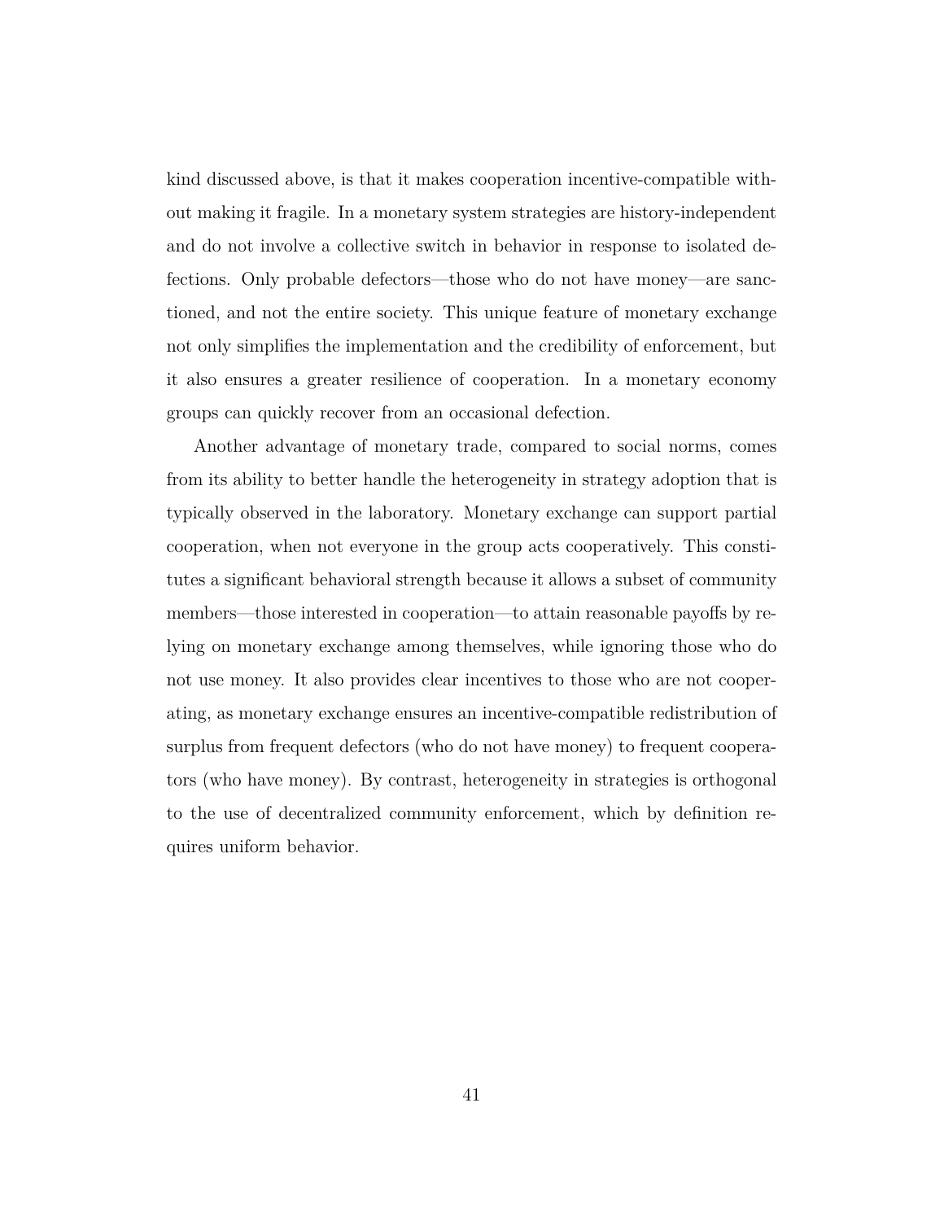kind discussed above, is that it makes cooperation incentive-compatible without making it fragile. In a monetary system strategies are history-independent and do not involve a collective switch in behavior in response to isolated defections. Only probable defectors—those who do not have money—are sanctioned, and not the entire society. This unique feature of monetary exchange not only simplifies the implementation and the credibility of enforcement, but it also ensures a greater resilience of cooperation. In a monetary economy groups can quickly recover from an occasional defection.

Another advantage of monetary trade, compared to social norms, comes from its ability to better handle the heterogeneity in strategy adoption that is typically observed in the laboratory. Monetary exchange can support partial cooperation, when not everyone in the group acts cooperatively. This constitutes a significant behavioral strength because it allows a subset of community members—those interested in cooperation—to attain reasonable payoffs by relying on monetary exchange among themselves, while ignoring those who do not use money. It also provides clear incentives to those who are not cooperating, as monetary exchange ensures an incentive-compatible redistribution of surplus from frequent defectors (who do not have money) to frequent cooperators (who have money). By contrast, heterogeneity in strategies is orthogonal to the use of decentralized community enforcement, which by definition requires uniform behavior.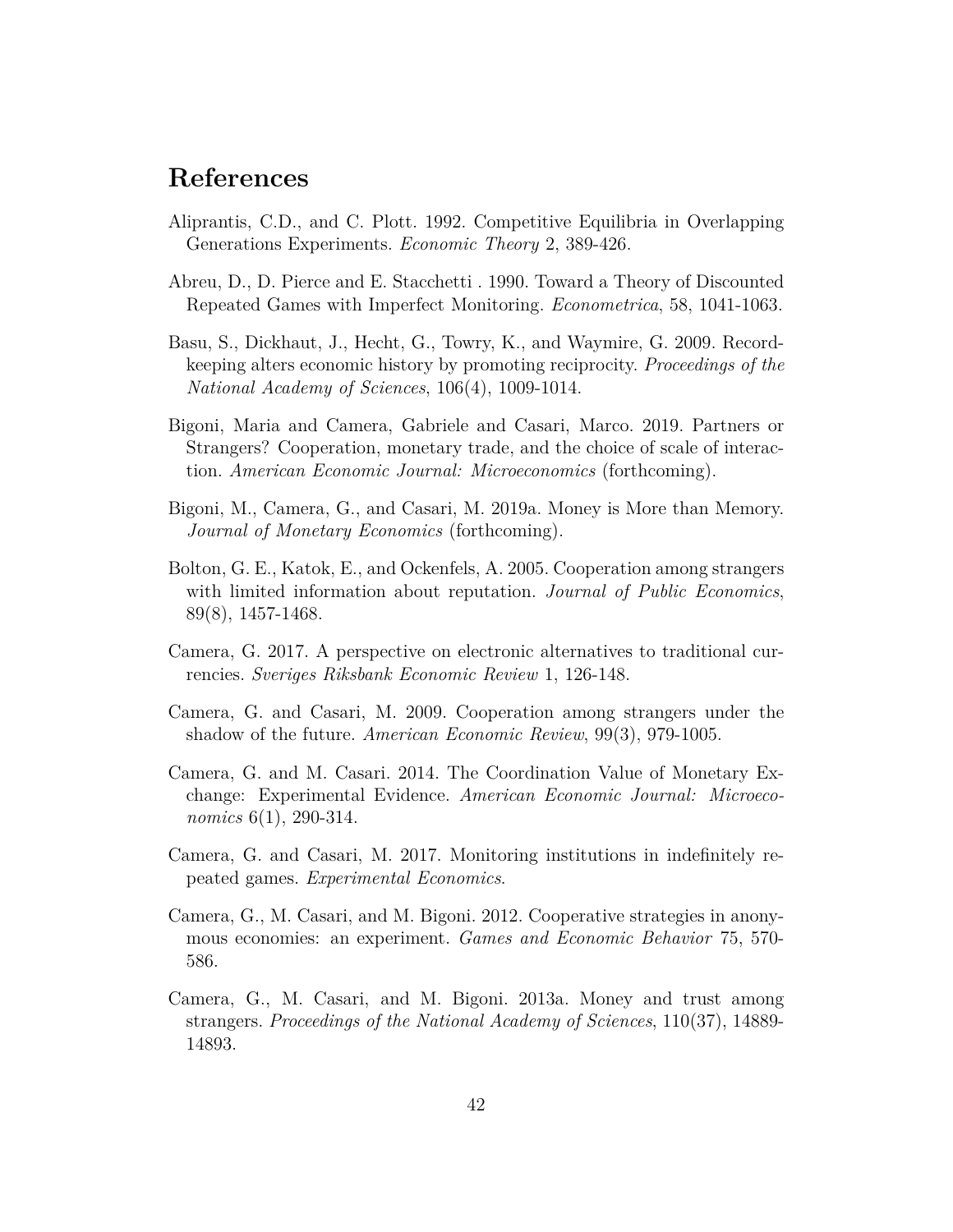# References

Aliprantis, C.D., and C. Plott. 1992. Competitive Equilibria in Overlapping Generations Experiments. *Economic Theory* 2, 389-426.

Abreu, D., D. Pierce and E. Stacchetti . 1990. Toward a Theory of Discounted Repeated Games with Imperfect Monitoring. *Econometrica*, 58, 1041-1063.

Basu, S., Dickhaut, J., Hecht, G., Towry, K., and Waymire, G. 2009. Recordkeeping alters economic history by promoting reciprocity. *Proceedings of the National Academy of Sciences*, 106(4), 1009-1014.

Bigoni, Maria and Camera, Gabriele and Casari, Marco. 2019. Partners or Strangers? Cooperation, monetary trade, and the choice of scale of interaction. *American Economic Journal: Microeconomics* (forthcoming).

Bigoni, M., Camera, G., and Casari, M. 2019a. Money is More than Memory. *Journal of Monetary Economics* (forthcoming).

Bolton, G. E., Katok, E., and Ockenfels, A. 2005. Cooperation among strangers with limited information about reputation. *Journal of Public Economics*, 89(8), 1457-1468.

Camera, G. 2017. A perspective on electronic alternatives to traditional currencies. *Sveriges Riksbank Economic Review* 1, 126-148.

Camera, G. and Casari, M. 2009. Cooperation among strangers under the shadow of the future. *American Economic Review*, 99(3), 979-1005.

Camera, G. and M. Casari. 2014. The Coordination Value of Monetary Exchange: Experimental Evidence. *American Economic Journal: Microeconomics* 6(1), 290-314.

Camera, G. and Casari, M. 2017. Monitoring institutions in indefinitely repeated games. *Experimental Economics*.

Camera, G., M. Casari, and M. Bigoni. 2012. Cooperative strategies in anonymous economies: an experiment. *Games and Economic Behavior* 75, 570-586.

Camera, G., M. Casari, and M. Bigoni. 2013a. Money and trust among strangers. *Proceedings of the National Academy of Sciences*, 110(37), 14889-14893.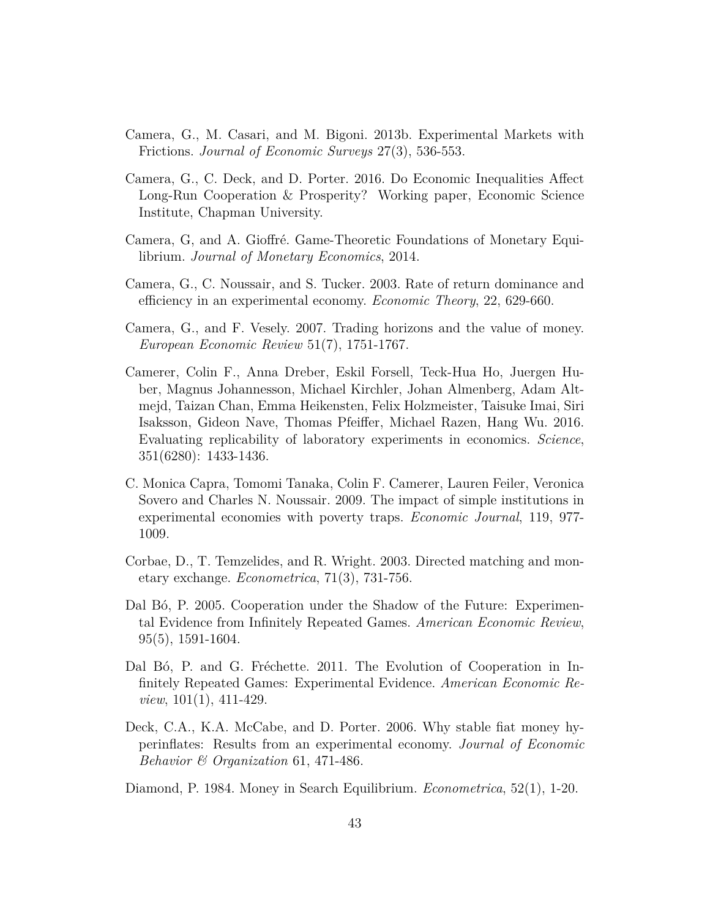Camera, G., M. Casari, and M. Bigoni. 2013b. Experimental Markets with Frictions. *Journal of Economic Surveys* 27(3), 536-553.

Camera, G., C. Deck, and D. Porter. 2016. Do Economic Inequalities Affect Long-Run Cooperation & Prosperity? Working paper, Economic Science Institute, Chapman University.

Camera, G, and A. Gioffré. Game-Theoretic Foundations of Monetary Equilibrium. *Journal of Monetary Economics*, 2014.

Camera, G., C. Noussair, and S. Tucker. 2003. Rate of return dominance and efficiency in an experimental economy. *Economic Theory*, 22, 629-660.

Camera, G., and F. Vesely. 2007. Trading horizons and the value of money. *European Economic Review* 51(7), 1751-1767.

Camerer, Colin F., Anna Dreber, Eskil Forsell, Teck-Hua Ho, Juergen Huber, Magnus Johannesson, Michael Kirchler, Johan Almenberg, Adam Altmejd, Taizan Chan, Emma Heikensten, Felix Holzmeister, Taisuke Imai, Siri Isaksson, Gideon Nave, Thomas Pfeiffer, Michael Razen, Hang Wu. 2016. Evaluating replicability of laboratory experiments in economics. *Science*, 351(6280): 1433-1436.

C. Monica Capra, Tomomi Tanaka, Colin F. Camerer, Lauren Feiler, Veronica Sovero and Charles N. Noussair. 2009. The impact of simple institutions in experimental economies with poverty traps. *Economic Journal*, 119, 977-1009.

Corbae, D., T. Temzelides, and R. Wright. 2003. Directed matching and monetary exchange. *Econometrica*, 71(3), 731-756.

Dal Bó, P. 2005. Cooperation under the Shadow of the Future: Experimental Evidence from Infinitely Repeated Games. *American Economic Review*, 95(5), 1591-1604.

Dal Bó, P. and G. Fréchette. 2011. The Evolution of Cooperation in Infinitely Repeated Games: Experimental Evidence. *American Economic Review*, 101(1), 411-429.

Deck, C.A., K.A. McCabe, and D. Porter. 2006. Why stable fiat money hyperinflates: Results from an experimental economy. *Journal of Economic Behavior & Organization* 61, 471-486.

Diamond, P. 1984. Money in Search Equilibrium. *Econometrica*, 52(1), 1-20.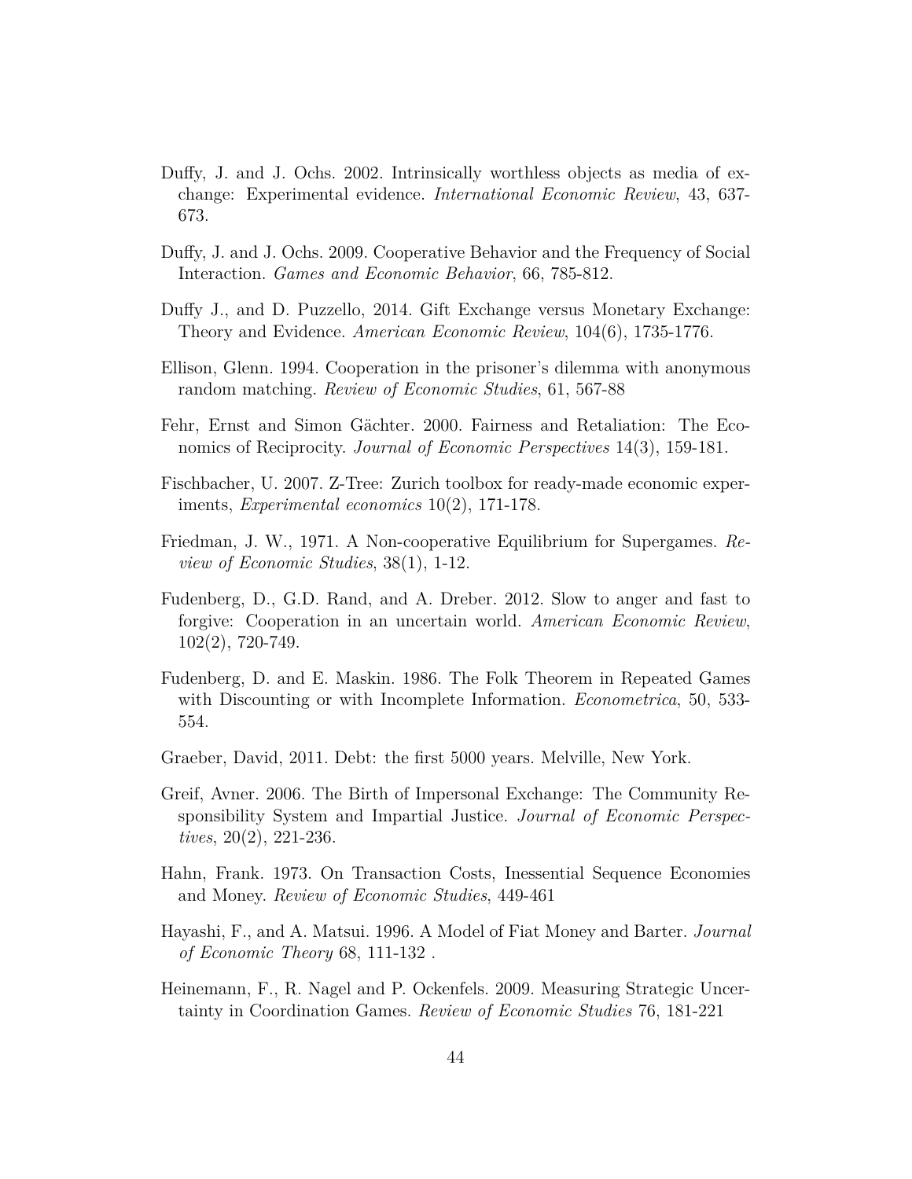Duffy, J. and J. Ochs. 2002. Intrinsically worthless objects as media of exchange: Experimental evidence. *International Economic Review*, 43, 637-673.

Duffy, J. and J. Ochs. 2009. Cooperative Behavior and the Frequency of Social Interaction. *Games and Economic Behavior*, 66, 785-812.

Duffy J., and D. Puzzello, 2014. Gift Exchange versus Monetary Exchange: Theory and Evidence. *American Economic Review*, 104(6), 1735-1776.

Ellison, Glenn. 1994. Cooperation in the prisoner's dilemma with anonymous random matching. *Review of Economic Studies*, 61, 567-88

Fehr, Ernst and Simon Gächter. 2000. Fairness and Retaliation: The Economics of Reciprocity. *Journal of Economic Perspectives* 14(3), 159-181.

Fischbacher, U. 2007. Z-Tree: Zurich toolbox for ready-made economic experiments, *Experimental economics* 10(2), 171-178.

Friedman, J. W., 1971. A Non-cooperative Equilibrium for Supergames. *Review of Economic Studies*, 38(1), 1-12.

Fudenberg, D., G.D. Rand, and A. Dreber. 2012. Slow to anger and fast to forgive: Cooperation in an uncertain world. *American Economic Review*, 102(2), 720-749.

Fudenberg, D. and E. Maskin. 1986. The Folk Theorem in Repeated Games with Discounting or with Incomplete Information. *Econometrica*, 50, 533-554.

Graeber, David, 2011. Debt: the first 5000 years. Melville, New York.

Greif, Avner. 2006. The Birth of Impersonal Exchange: The Community Responsibility System and Impartial Justice. *Journal of Economic Perspectives*, 20(2), 221-236.

Hahn, Frank. 1973. On Transaction Costs, Inessential Sequence Economies and Money. *Review of Economic Studies*, 449-461

Hayashi, F., and A. Matsui. 1996. A Model of Fiat Money and Barter. *Journal of Economic Theory* 68, 111-132 .

Heinemann, F., R. Nagel and P. Ockenfels. 2009. Measuring Strategic Uncertainty in Coordination Games. *Review of Economic Studies* 76, 181-221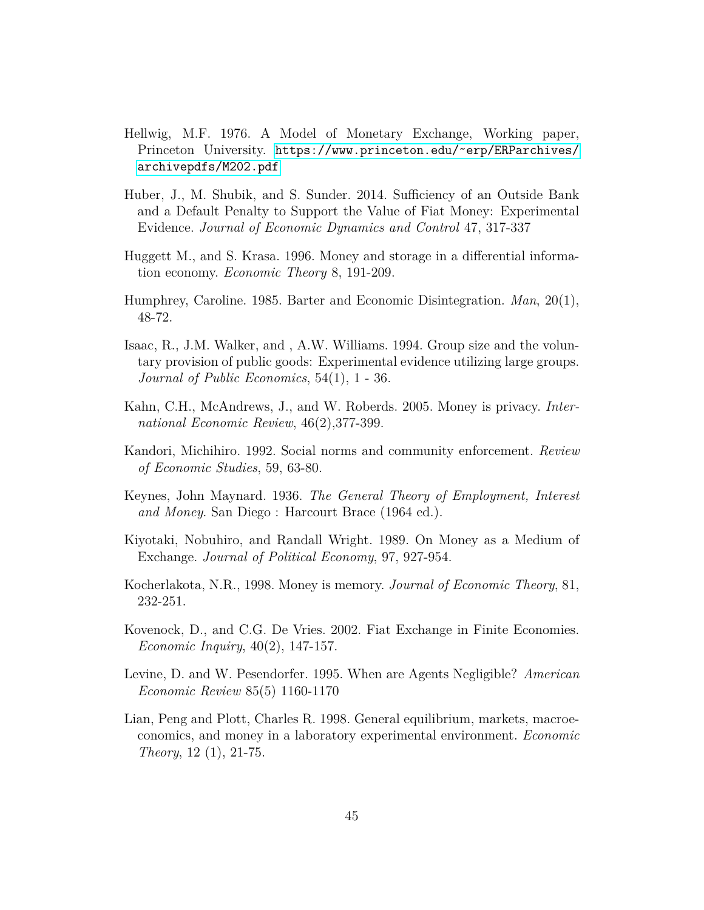Hellwig, M.F. 1976. A Model of Monetary Exchange, Working paper, Princeton University. https://www.princeton.edu/~erp/ERParchives/archivepdfs/M202.pdf

Huber, J., M. Shubik, and S. Sunder. 2014. Sufficiency of an Outside Bank and a Default Penalty to Support the Value of Fiat Money: Experimental Evidence. *Journal of Economic Dynamics and Control* 47, 317-337

Huggett M., and S. Krasa. 1996. Money and storage in a differential information economy. *Economic Theory* 8, 191-209.

Humphrey, Caroline. 1985. Barter and Economic Disintegration. *Man*, 20(1), 48-72.

Isaac, R., J.M. Walker, and , A.W. Williams. 1994. Group size and the voluntary provision of public goods: Experimental evidence utilizing large groups. *Journal of Public Economics*, 54(1), 1 - 36.

Kahn, C.H., McAndrews, J., and W. Roberds. 2005. Money is privacy. *International Economic Review*, 46(2),377-399.

Kandori, Michihiro. 1992. Social norms and community enforcement. *Review of Economic Studies*, 59, 63-80.

Keynes, John Maynard. 1936. *The General Theory of Employment, Interest and Money*. San Diego : Harcourt Brace (1964 ed.).

Kiyotaki, Nobuhiro, and Randall Wright. 1989. On Money as a Medium of Exchange. *Journal of Political Economy*, 97, 927-954.

Kocherlakota, N.R., 1998. Money is memory. *Journal of Economic Theory*, 81, 232-251.

Kovenock, D., and C.G. De Vries. 2002. Fiat Exchange in Finite Economies. *Economic Inquiry*, 40(2), 147-157.

Levine, D. and W. Pesendorfer. 1995. When are Agents Negligible? *American Economic Review* 85(5) 1160-1170

Lian, Peng and Plott, Charles R. 1998. General equilibrium, markets, macroeconomics, and money in a laboratory experimental environment. *Economic Theory*, 12 (1), 21-75.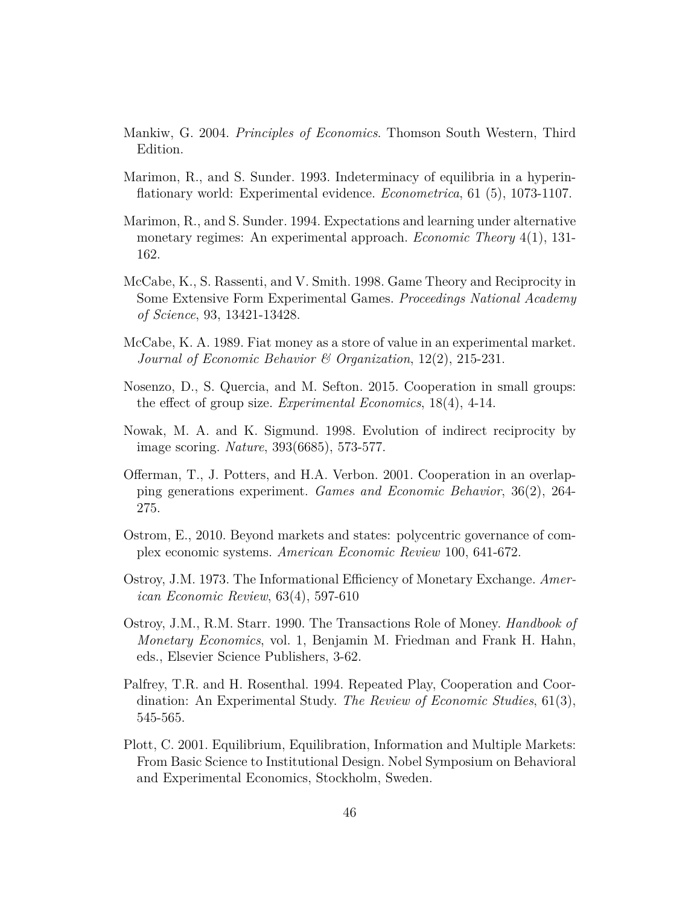Mankiw, G. 2004. *Principles of Economics*. Thomson South Western, Third Edition.

Marimon, R., and S. Sunder. 1993. Indeterminacy of equilibria in a hyperinflationary world: Experimental evidence. *Econometrica*, 61 (5), 1073-1107.

Marimon, R., and S. Sunder. 1994. Expectations and learning under alternative monetary regimes: An experimental approach. *Economic Theory* 4(1), 131-162.

McCabe, K., S. Rassenti, and V. Smith. 1998. Game Theory and Reciprocity in Some Extensive Form Experimental Games. *Proceedings National Academy of Science*, 93, 13421-13428.

McCabe, K. A. 1989. Fiat money as a store of value in an experimental market. *Journal of Economic Behavior & Organization*, 12(2), 215-231.

Nosenzo, D., S. Quercia, and M. Sefton. 2015. Cooperation in small groups: the effect of group size. *Experimental Economics*, 18(4), 4-14.

Nowak, M. A. and K. Sigmund. 1998. Evolution of indirect reciprocity by image scoring. *Nature*, 393(6685), 573-577.

Offerman, T., J. Potters, and H.A. Verbon. 2001. Cooperation in an overlapping generations experiment. *Games and Economic Behavior*, 36(2), 264-275.

Ostrom, E., 2010. Beyond markets and states: polycentric governance of complex economic systems. *American Economic Review* 100, 641-672.

Ostroy, J.M. 1973. The Informational Efficiency of Monetary Exchange. *American Economic Review*, 63(4), 597-610

Ostroy, J.M., R.M. Starr. 1990. The Transactions Role of Money. *Handbook of Monetary Economics*, vol. 1, Benjamin M. Friedman and Frank H. Hahn, eds., Elsevier Science Publishers, 3-62.

Palfrey, T.R. and H. Rosenthal. 1994. Repeated Play, Cooperation and Coordination: An Experimental Study. *The Review of Economic Studies*, 61(3), 545-565.

Plott, C. 2001. Equilibrium, Equilibration, Information and Multiple Markets: From Basic Science to Institutional Design. Nobel Symposium on Behavioral and Experimental Economics, Stockholm, Sweden.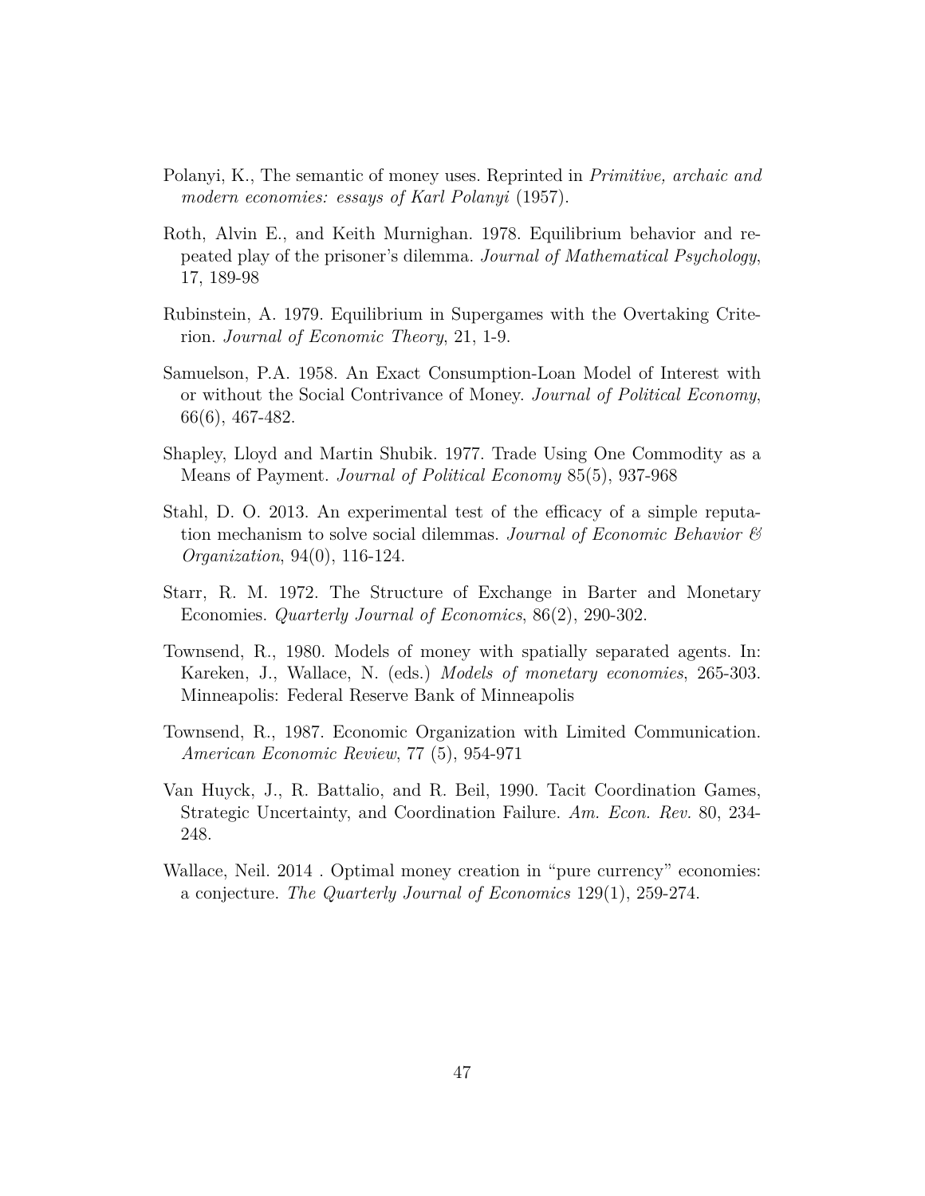Polanyi, K., The semantic of money uses. Reprinted in *Primitive, archaic and modern economies: essays of Karl Polanyi* (1957).

Roth, Alvin E., and Keith Murnighan. 1978. Equilibrium behavior and repeated play of the prisoner's dilemma. *Journal of Mathematical Psychology*, 17, 189-98

Rubinstein, A. 1979. Equilibrium in Supergames with the Overtaking Criterion. *Journal of Economic Theory*, 21, 1-9.

Samuelson, P.A. 1958. An Exact Consumption-Loan Model of Interest with or without the Social Contrivance of Money. *Journal of Political Economy*, 66(6), 467-482.

Shapley, Lloyd and Martin Shubik. 1977. Trade Using One Commodity as a Means of Payment. *Journal of Political Economy* 85(5), 937-968

Stahl, D. O. 2013. An experimental test of the efficacy of a simple reputation mechanism to solve social dilemmas. *Journal of Economic Behavior & Organization*, 94(0), 116-124.

Starr, R. M. 1972. The Structure of Exchange in Barter and Monetary Economies. *Quarterly Journal of Economics*, 86(2), 290-302.

Townsend, R., 1980. Models of money with spatially separated agents. In: Kareken, J., Wallace, N. (eds.) *Models of monetary economies*, 265-303. Minneapolis: Federal Reserve Bank of Minneapolis

Townsend, R., 1987. Economic Organization with Limited Communication. *American Economic Review*, 77 (5), 954-971

Van Huyck, J., R. Battalio, and R. Beil, 1990. Tacit Coordination Games, Strategic Uncertainty, and Coordination Failure. *Am. Econ. Rev.* 80, 234-248.

Wallace, Neil. 2014 . Optimal money creation in "pure currency" economies: a conjecture. *The Quarterly Journal of Economics* 129(1), 259-274.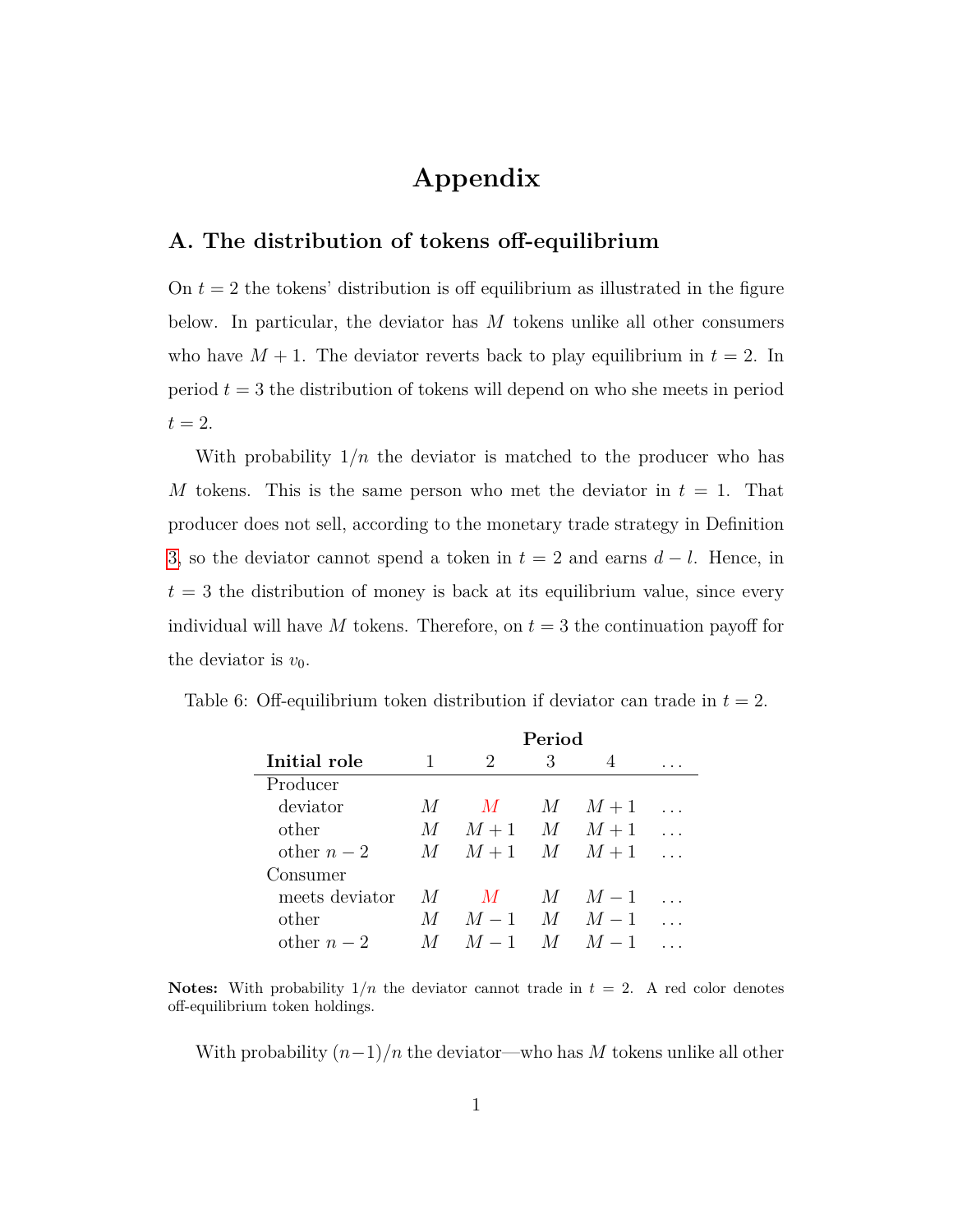# Appendix

## A. The distribution of tokens off-equilibrium

On $t = 2$ the tokens' distribution is off equilibrium as illustrated in the figure below. In particular, the deviator has $M$ tokens unlike all other consumers who have $M + 1$. The deviator reverts back to play equilibrium in $t = 2$. In period $t = 3$ the distribution of tokens will depend on who she meets in period $t = 2$.

With probability $1/n$ the deviator is matched to the producer who has $M$ tokens. This is the same person who met the deviator in $t = 1$. That producer does not sell, according to the monetary trade strategy in Definition 3, so the deviator cannot spend a token in $t = 2$ and earns $d - l$. Hence, in $t = 3$ the distribution of money is back at its equilibrium value, since every individual will have $M$ tokens. Therefore, on $t = 3$ the continuation payoff for the deviator is $v_0$.

Table 6: Off-equilibrium token distribution if deviator can trade in $t = 2$.

| | Period | | | | |
|---|---|---|---|---|---|
| **Initial role** | 1 | 2 | 3 | 4 | ... |
| Producer | | | | | |
| deviator | $M$ | $M$ | $M$ | $M+1$ | ... |
| other | $M$ | $M+1$ | $M$ | $M+1$ | ... |
| other $n-2$ | $M$ | $M+1$ | $M$ | $M+1$ | ... |
| Consumer | | | | | |
| meets deviator | $M$ | $M$ | $M$ | $M-1$ | ... |
| other | $M$ | $M-1$ | $M$ | $M-1$ | ... |
| other $n-2$ | $M$ | $M-1$ | $M$ | $M-1$ | ... |

**Notes:** With probability $1/n$ the deviator cannot trade in $t = 2$. A red color denotes off-equilibrium token holdings.

With probability $(n-1)/n$ the deviator—who has $M$ tokens unlike all other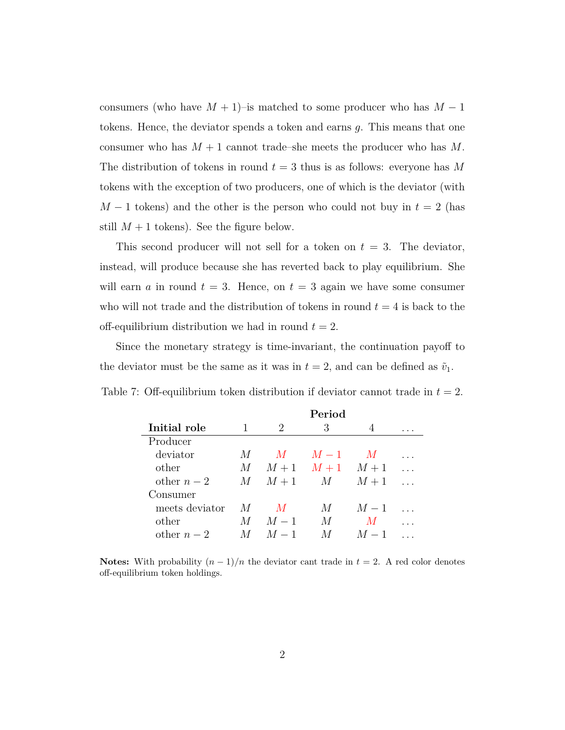consumers (who have $M+1$)–is matched to some producer who has $M-1$ tokens. Hence, the deviator spends a token and earns $g$. This means that one consumer who has $M+1$ cannot trade–she meets the producer who has $M$. The distribution of tokens in round $t=3$ thus is as follows: everyone has $M$ tokens with the exception of two producers, one of which is the deviator (with $M-1$ tokens) and the other is the person who could not buy in $t=2$ (has still $M+1$ tokens). See the figure below.

This second producer will not sell for a token on $t=3$. The deviator, instead, will produce because she has reverted back to play equilibrium. She will earn $a$ in round $t=3$. Hence, on $t=3$ again we have some consumer who will not trade and the distribution of tokens in round $t=4$ is back to the off-equilibrium distribution we had in round $t=2$.

Since the monetary strategy is time-invariant, the continuation payoff to the deviator must be the same as it was in $t=2$, and can be defined as $\tilde{v}_1$.

Table 7: Off-equilibrium token distribution if deviator cannot trade in $t=2$.

| | Period | | | | |
|---|---|---|---|---|---|
| **Initial role** | 1 | 2 | 3 | 4 | ... |
| Producer | | | | | |
| deviator | $M$ | $M$ | $M-1$ | $M$ | ... |
| other | $M$ | $M+1$ | $M+1$ | $M+1$ | ... |
| other $n-2$ | $M$ | $M+1$ | $M$ | $M+1$ | ... |
| Consumer | | | | | |
| meets deviator | $M$ | $M$ | $M$ | $M-1$ | ... |
| other | $M$ | $M-1$ | $M$ | $M$ | ... |
| other $n-2$ | $M$ | $M-1$ | $M$ | $M-1$ | ... |

**Notes:** With probability $(n-1)/n$ the deviator cant trade in $t=2$. A red color denotes off-equilibrium token holdings.